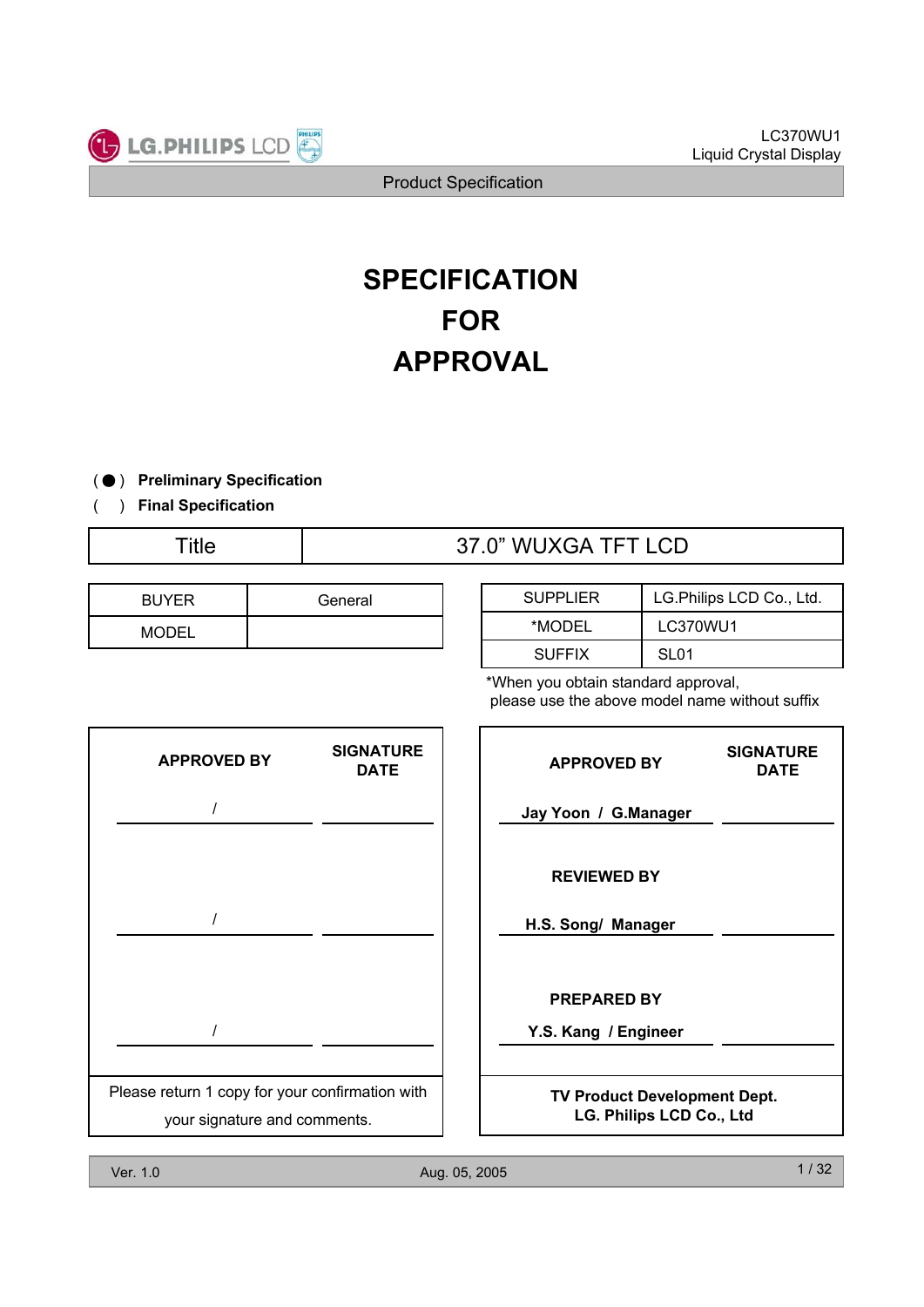# SPECIFICATION
# FOR
# APPROVAL

( ● ) **Preliminary Specification**

(   ) **Final Specification**

| Title | 37.0" WUXGA TFT LCD |
|---|---|

| BUYER | General |
|---|---|
| MODEL | |

| SUPPLIER | LG.Philips LCD Co., Ltd. |
|---|---|
| *MODEL | LC370WU1 |
| SUFFIX | SL01 |

*When you obtain standard approval, please use the above model name without suffix

| APPROVED BY | SIGNATURE DATE |
|---|---|
| / | |
| / | |
| / | |

Please return 1 copy for your confirmation with your signature and comments.

| APPROVED BY | SIGNATURE DATE |
|---|---|
| **Jay Yoon / G.Manager** | |
| **REVIEWED BY** | |
| **H.S. Song/ Manager** | |
| **PREPARED BY** | |
| **Y.S. Kang / Engineer** | |

**TV Product Development Dept.**
**LG. Philips LCD Co., Ltd**

Ver. 1.0 Aug. 05, 2005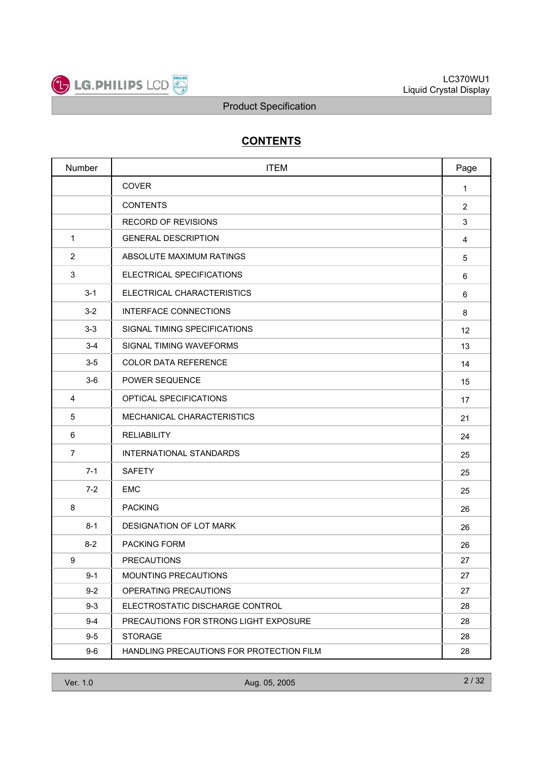# CONTENTS

| Number | ITEM | Page |
|---|---|---|
| | COVER | 1 |
| | CONTENTS | 2 |
| | RECORD OF REVISIONS | 3 |
| 1 | GENERAL DESCRIPTION | 4 |
| 2 | ABSOLUTE MAXIMUM RATINGS | 5 |
| 3 | ELECTRICAL SPECIFICATIONS | 6 |
| 3-1 | ELECTRICAL CHARACTERISTICS | 6 |
| 3-2 | INTERFACE CONNECTIONS | 8 |
| 3-3 | SIGNAL TIMING SPECIFICATIONS | 12 |
| 3-4 | SIGNAL TIMING WAVEFORMS | 13 |
| 3-5 | COLOR DATA REFERENCE | 14 |
| 3-6 | POWER SEQUENCE | 15 |
| 4 | OPTICAL SPECIFICATIONS | 17 |
| 5 | MECHANICAL CHARACTERISTICS | 21 |
| 6 | RELIABILITY | 24 |
| 7 | INTERNATIONAL STANDARDS | 25 |
| 7-1 | SAFETY | 25 |
| 7-2 | EMC | 25 |
| 8 | PACKING | 26 |
| 8-1 | DESIGNATION OF LOT MARK | 26 |
| 8-2 | PACKING FORM | 26 |
| 9 | PRECAUTIONS | 27 |
| 9-1 | MOUNTING PRECAUTIONS | 27 |
| 9-2 | OPERATING PRECAUTIONS | 27 |
| 9-3 | ELECTROSTATIC DISCHARGE CONTROL | 28 |
| 9-4 | PRECAUTIONS FOR STRONG LIGHT EXPOSURE | 28 |
| 9-5 | STORAGE | 28 |
| 9-6 | HANDLING PRECAUTIONS FOR PROTECTION FILM | 28 |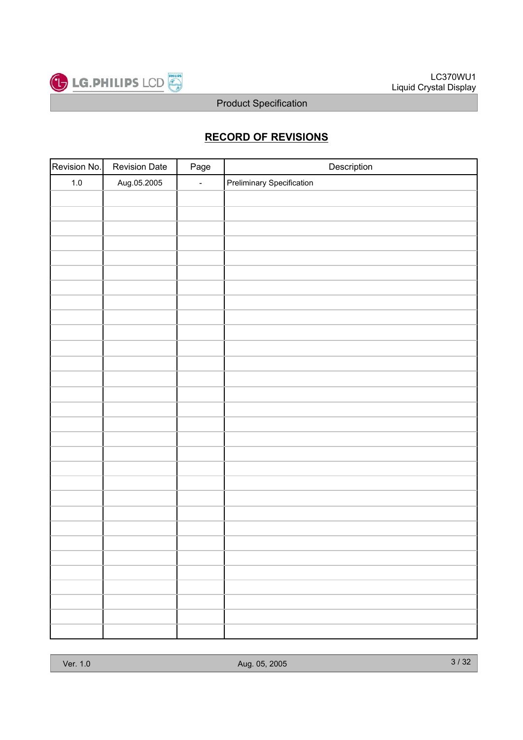# RECORD OF REVISIONS

| Revision No. | Revision Date | Page | Description |
|---|---|---|---|
| 1.0 | Aug.05.2005 | - | Preliminary Specification |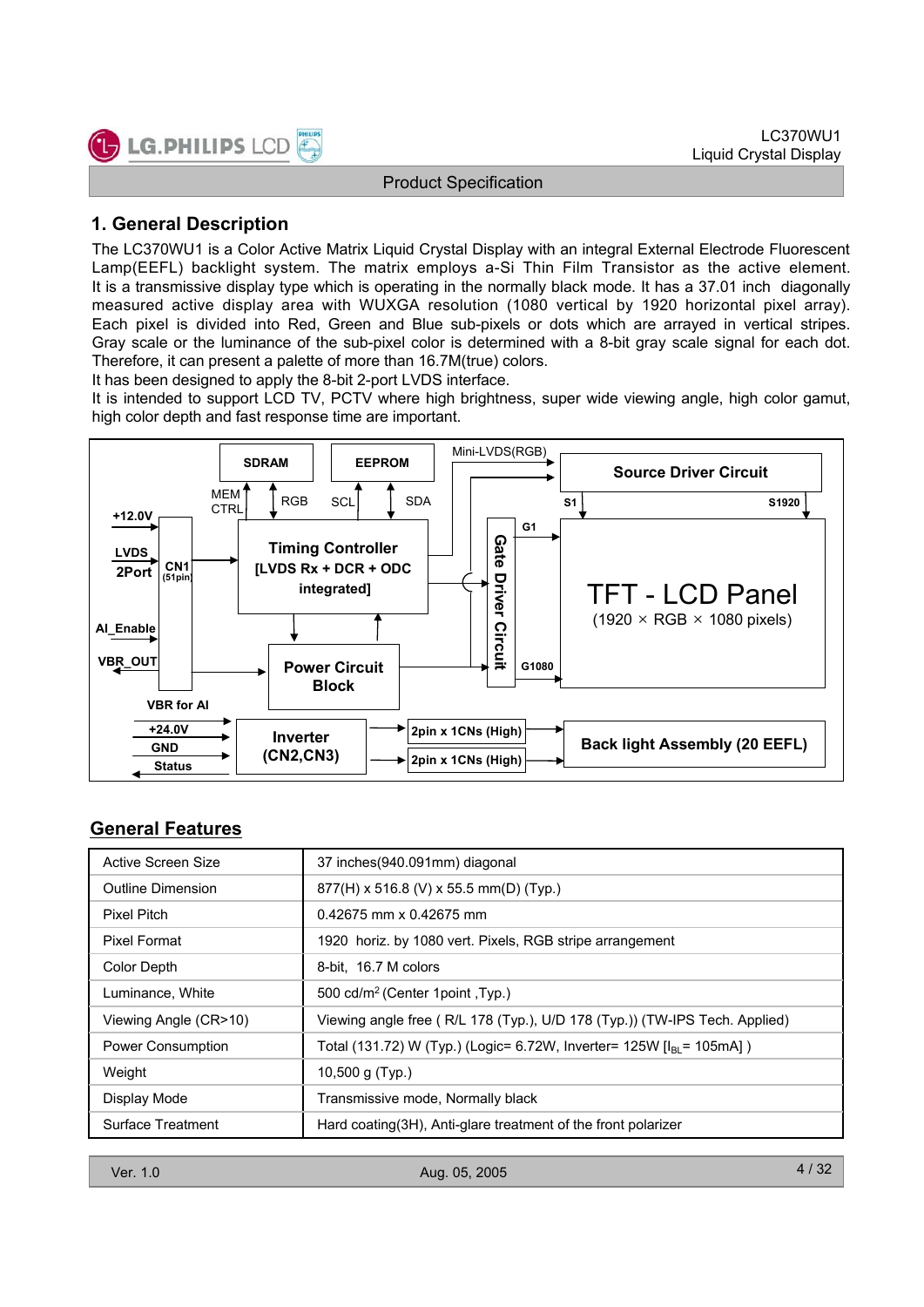# 1. General Description

The LC370WU1 is a Color Active Matrix Liquid Crystal Display with an integral External Electrode Fluorescent Lamp(EEFL) backlight system. The matrix employs a-Si Thin Film Transistor as the active element. It is a transmissive display type which is operating in the normally black mode. It has a 37.01 inch diagonally measured active display area with WUXGA resolution (1080 vertical by 1920 horizontal pixel array). Each pixel is divided into Red, Green and Blue sub-pixels or dots which are arrayed in vertical stripes. Gray scale or the luminance of the sub-pixel color is determined with a 8-bit gray scale signal for each dot. Therefore, it can present a palette of more than 16.7M(true) colors.
It has been designed to apply the 8-bit 2-port LVDS interface.
It is intended to support LCD TV, PCTV where high brightness, super wide viewing angle, high color gamut, high color depth and fast response time are important.

SDRAM, EEPROM, Mini-LVDS(RGB), Source Driver Circuit, MEM CTRL, RGB, SCL, SDA, S1, S1920, +12.0V, G1, LVDS 2Port, CN1 (51pin), Timing Controller [LVDS Rx + DCR + ODC integrated], Gate Driver Circuit, TFT - LCD Panel (1920 × RGB × 1080 pixels), AI_Enable, VBR_OUT, Power Circuit Block, G1080, VBR for AI, +24.0V, GND, Status, Inverter (CN2,CN3), 2pin x 1CNs (High), 2pin x 1CNs (High), Back light Assembly (20 EEFL)

## General Features

| | |
|---|---|
| Active Screen Size | 37 inches(940.091mm) diagonal |
| Outline Dimension | 877(H) x 516.8 (V) x 55.5 mm(D) (Typ.) |
| Pixel Pitch | 0.42675 mm x 0.42675 mm |
| Pixel Format | 1920 horiz. by 1080 vert. Pixels, RGB stripe arrangement |
| Color Depth | 8-bit, 16.7 M colors |
| Luminance, White | 500 cd/m$^2$ (Center 1point ,Typ.) |
| Viewing Angle (CR>10) | Viewing angle free ( R/L 178 (Typ.), U/D 178 (Typ.)) (TW-IPS Tech. Applied) |
| Power Consumption | Total (131.72) W (Typ.) (Logic= 6.72W, Inverter= 125W [$I_{BL}$= 105mA] ) |
| Weight | 10,500 g (Typ.) |
| Display Mode | Transmissive mode, Normally black |
| Surface Treatment | Hard coating(3H), Anti-glare treatment of the front polarizer |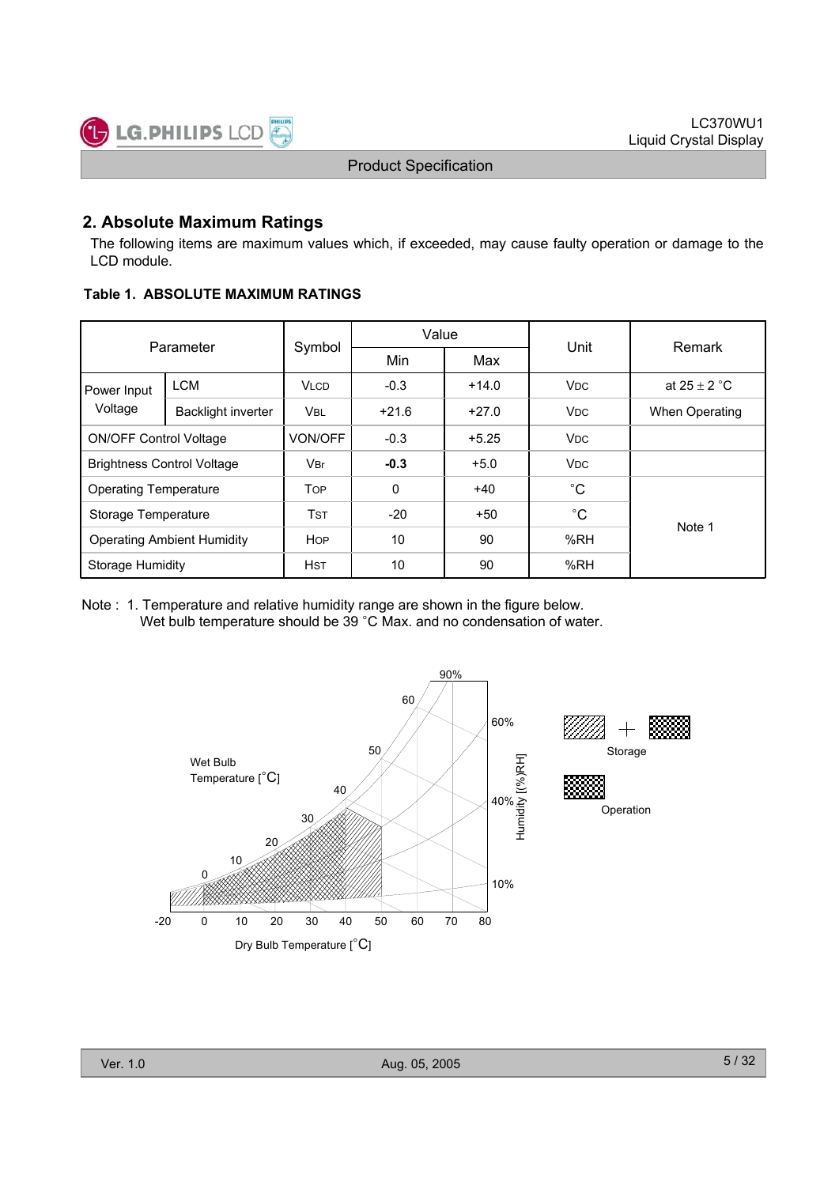## 2. Absolute Maximum Ratings

The following items are maximum values which, if exceeded, may cause faulty operation or damage to the LCD module.

**Table 1. ABSOLUTE MAXIMUM RATINGS**

| Parameter | | Symbol | Value | | Unit | Remark |
|---|---|---|---|---|---|---|
| | | | Min | Max | | |
| Power Input Voltage | LCM | $V_{LCD}$ | -0.3 | +14.0 | $V_{DC}$ | at 25 ± 2 °C |
| | Backlight inverter | $V_{BL}$ | +21.6 | +27.0 | $V_{DC}$ | When Operating |
| ON/OFF Control Voltage | | VON/OFF | -0.3 | +5.25 | $V_{DC}$ | |
| Brightness Control Voltage | | $V_{Br}$ | **-0.3** | +5.0 | $V_{DC}$ | |
| Operating Temperature | | $T_{OP}$ | 0 | +40 | °C | Note 1 |
| Storage Temperature | | $T_{ST}$ | -20 | +50 | °C | |
| Operating Ambient Humidity | | $H_{OP}$ | 10 | 90 | %RH | |
| Storage Humidity | | $H_{ST}$ | 10 | 90 | %RH | |

Note : 1. Temperature and relative humidity range are shown in the figure below.
Wet bulb temperature should be 39 °C Max. and no condensation of water.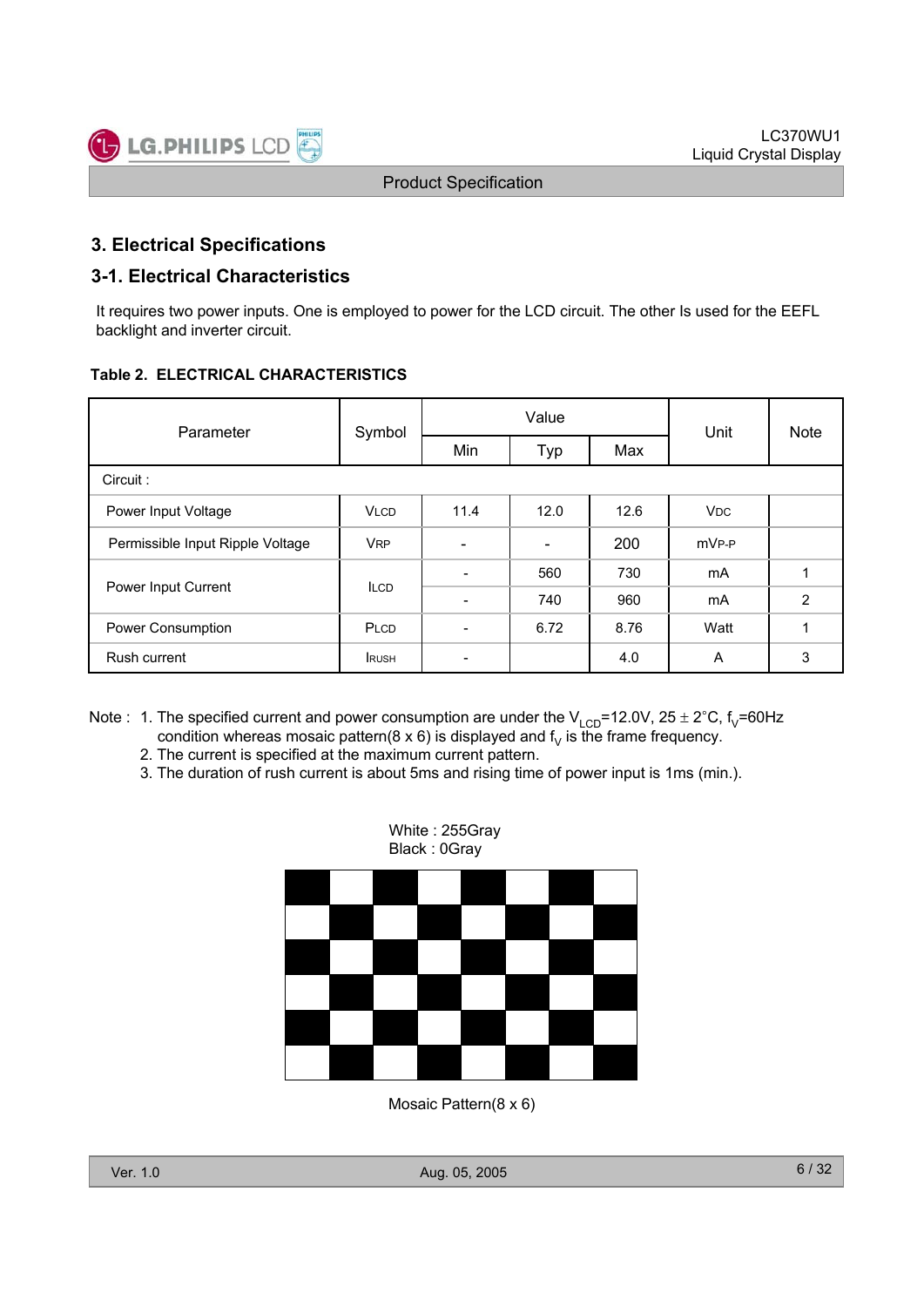## 3. Electrical Specifications

### 3-1. Electrical Characteristics

It requires two power inputs. One is employed to power for the LCD circuit. The other Is used for the EEFL backlight and inverter circuit.

**Table 2. ELECTRICAL CHARACTERISTICS**

| Parameter | Symbol | Value | | | Unit | Note |
|---|---|---|---|---|---|---|
| | | Min | Typ | Max | | |
| Circuit : | | | | | | |
| Power Input Voltage | VLCD | 11.4 | 12.0 | 12.6 | VDC | |
| Permissible Input Ripple Voltage | VRP | - | - | 200 | mVP-P | |
| Power Input Current | ILCD | - | 560 | 730 | mA | 1 |
| | | - | 740 | 960 | mA | 2 |
| Power Consumption | PLCD | - | 6.72 | 8.76 | Watt | 1 |
| Rush current | IRUSH | - | | 4.0 | A | 3 |

Note : 1. The specified current and power consumption are under the $V_{LCD}$=12.0V, 25 ± 2°C, $f_V$=60Hz condition whereas mosaic pattern(8 x 6) is displayed and $f_V$ is the frame frequency.
2. The current is specified at the maximum current pattern.
3. The duration of rush current is about 5ms and rising time of power input is 1ms (min.).

White : 255Gray
Black : 0Gray

Mosaic Pattern(8 x 6)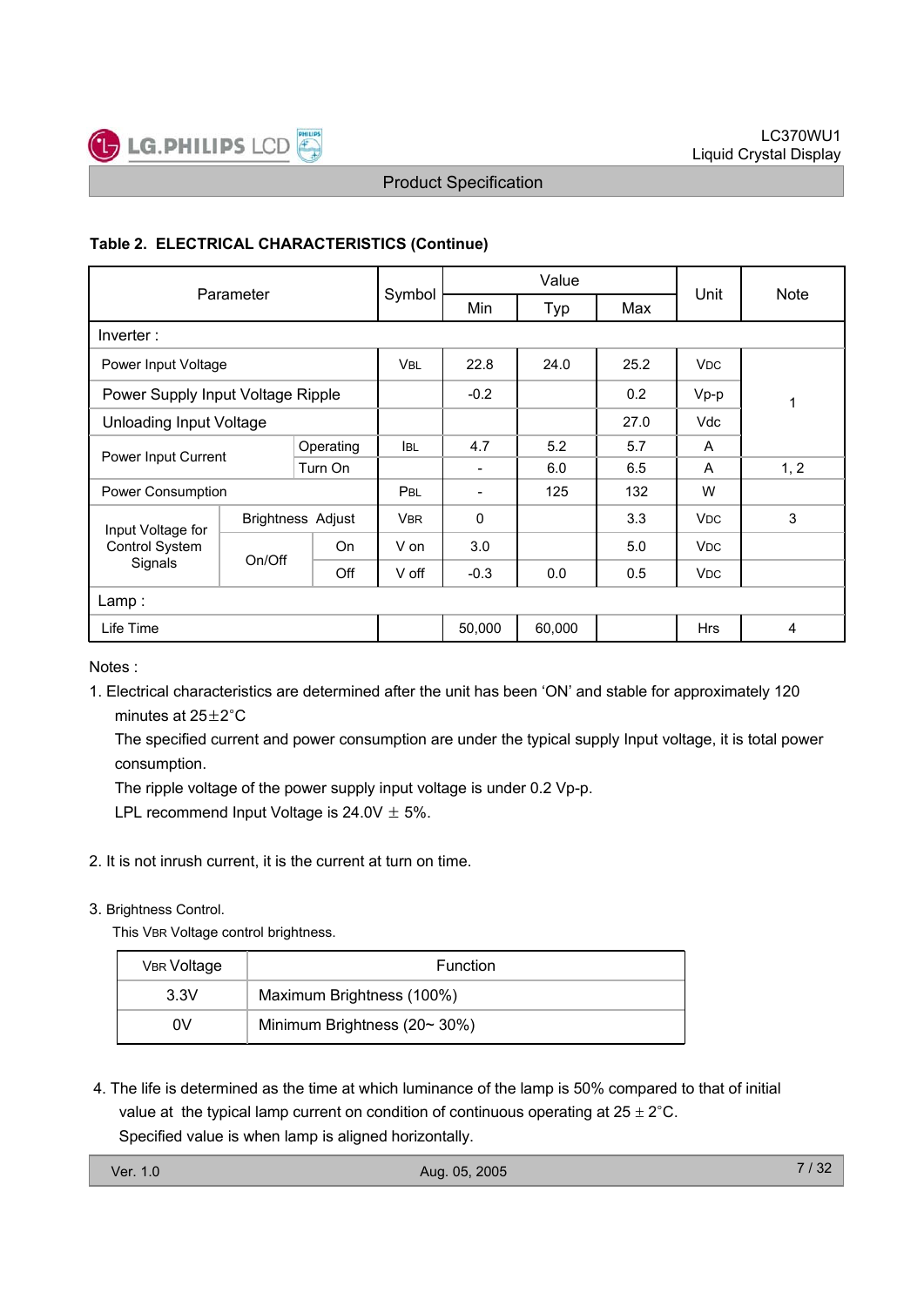### Table 2. ELECTRICAL CHARACTERISTICS (Continue)

| Parameter | | | Symbol | Value | | | Unit | Note |
|---|---|---|---|---|---|---|---|---|
| | | | | Min | Typ | Max | | |
| Inverter : | | | | | | | | |
| Power Input Voltage | | | VBL | 22.8 | 24.0 | 25.2 | VDC | 1 |
| Power Supply Input Voltage Ripple | | | | -0.2 | | 0.2 | Vp-p | 1 |
| Unloading Input Voltage | | | | | | 27.0 | Vdc | 1 |
| Power Input Current | | Operating | IBL | 4.7 | 5.2 | 5.7 | A | 1 |
| | | Turn On | | - | 6.0 | 6.5 | A | 1, 2 |
| Power Consumption | | | PBL | - | 125 | 132 | W | |
| Input Voltage for Control System Signals | Brightness Adjust | | VBR | 0 | | 3.3 | VDC | 3 |
| | On/Off | On | V on | 3.0 | | 5.0 | VDC | |
| | | Off | V off | -0.3 | 0.0 | 0.5 | VDC | |
| Lamp : | | | | | | | | |
| Life Time | | | | 50,000 | 60,000 | | Hrs | 4 |

Notes :

1. Electrical characteristics are determined after the unit has been 'ON' and stable for approximately 120 minutes at 25±2°C
   The specified current and power consumption are under the typical supply Input voltage, it is total power consumption.
   The ripple voltage of the power supply input voltage is under 0.2 Vp-p.
   LPL recommend Input Voltage is 24.0V ± 5%.

2. It is not inrush current, it is the current at turn on time.

3. Brightness Control.
   This VBR Voltage control brightness.

| VBR Voltage | Function |
|---|---|
| 3.3V | Maximum Brightness (100%) |
| 0V | Minimum Brightness (20~ 30%) |

4. The life is determined as the time at which luminance of the lamp is 50% compared to that of initial value at the typical lamp current on condition of continuous operating at 25 ± 2°C.
   Specified value is when lamp is aligned horizontally.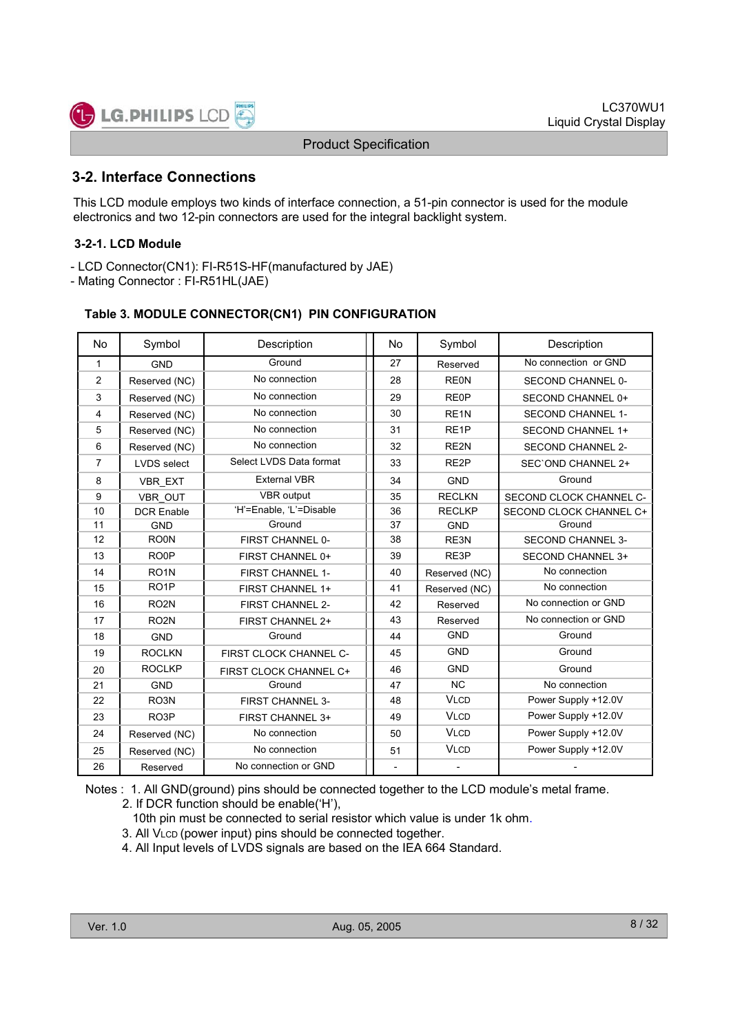## 3-2. Interface Connections

This LCD module employs two kinds of interface connection, a 51-pin connector is used for the module electronics and two 12-pin connectors are used for the integral backlight system.

### 3-2-1. LCD Module

- LCD Connector(CN1): FI-R51S-HF(manufactured by JAE)
- Mating Connector : FI-R51HL(JAE)

**Table 3. MODULE CONNECTOR(CN1) PIN CONFIGURATION**

| No | Symbol | Description | No | Symbol | Description |
|---|---|---|---|---|---|
| 1 | GND | Ground | 27 | Reserved | No connection or GND |
| 2 | Reserved (NC) | No connection | 28 | RE0N | SECOND CHANNEL 0- |
| 3 | Reserved (NC) | No connection | 29 | RE0P | SECOND CHANNEL 0+ |
| 4 | Reserved (NC) | No connection | 30 | RE1N | SECOND CHANNEL 1- |
| 5 | Reserved (NC) | No connection | 31 | RE1P | SECOND CHANNEL 1+ |
| 6 | Reserved (NC) | No connection | 32 | RE2N | SECOND CHANNEL 2- |
| 7 | LVDS select | Select LVDS Data format | 33 | RE2P | SEC`OND CHANNEL 2+ |
| 8 | VBR_EXT | External VBR | 34 | GND | Ground |
| 9 | VBR_OUT | VBR output | 35 | RECLKN | SECOND CLOCK CHANNEL C- |
| 10 | DCR Enable | 'H'=Enable, 'L'=Disable | 36 | RECLKP | SECOND CLOCK CHANNEL C+ |
| 11 | GND | Ground | 37 | GND | Ground |
| 12 | RO0N | FIRST CHANNEL 0- | 38 | RE3N | SECOND CHANNEL 3- |
| 13 | RO0P | FIRST CHANNEL 0+ | 39 | RE3P | SECOND CHANNEL 3+ |
| 14 | RO1N | FIRST CHANNEL 1- | 40 | Reserved (NC) | No connection |
| 15 | RO1P | FIRST CHANNEL 1+ | 41 | Reserved (NC) | No connection |
| 16 | RO2N | FIRST CHANNEL 2- | 42 | Reserved | No connection or GND |
| 17 | RO2N | FIRST CHANNEL 2+ | 43 | Reserved | No connection or GND |
| 18 | GND | Ground | 44 | GND | Ground |
| 19 | ROCLKN | FIRST CLOCK CHANNEL C- | 45 | GND | Ground |
| 20 | ROCLKP | FIRST CLOCK CHANNEL C+ | 46 | GND | Ground |
| 21 | GND | Ground | 47 | NC | No connection |
| 22 | RO3N | FIRST CHANNEL 3- | 48 | $V_{LCD}$ | Power Supply +12.0V |
| 23 | RO3P | FIRST CHANNEL 3+ | 49 | $V_{LCD}$ | Power Supply +12.0V |
| 24 | Reserved (NC) | No connection | 50 | $V_{LCD}$ | Power Supply +12.0V |
| 25 | Reserved (NC) | No connection | 51 | $V_{LCD}$ | Power Supply +12.0V |
| 26 | Reserved | No connection or GND | - | - | - |

Notes : 1. All GND(ground) pins should be connected together to the LCD module's metal frame.
2. If DCR function should be enable('H'),
10th pin must be connected to serial resistor which value is under 1k ohm.
3. All $V_{LCD}$ (power input) pins should be connected together.
4. All Input levels of LVDS signals are based on the IEA 664 Standard.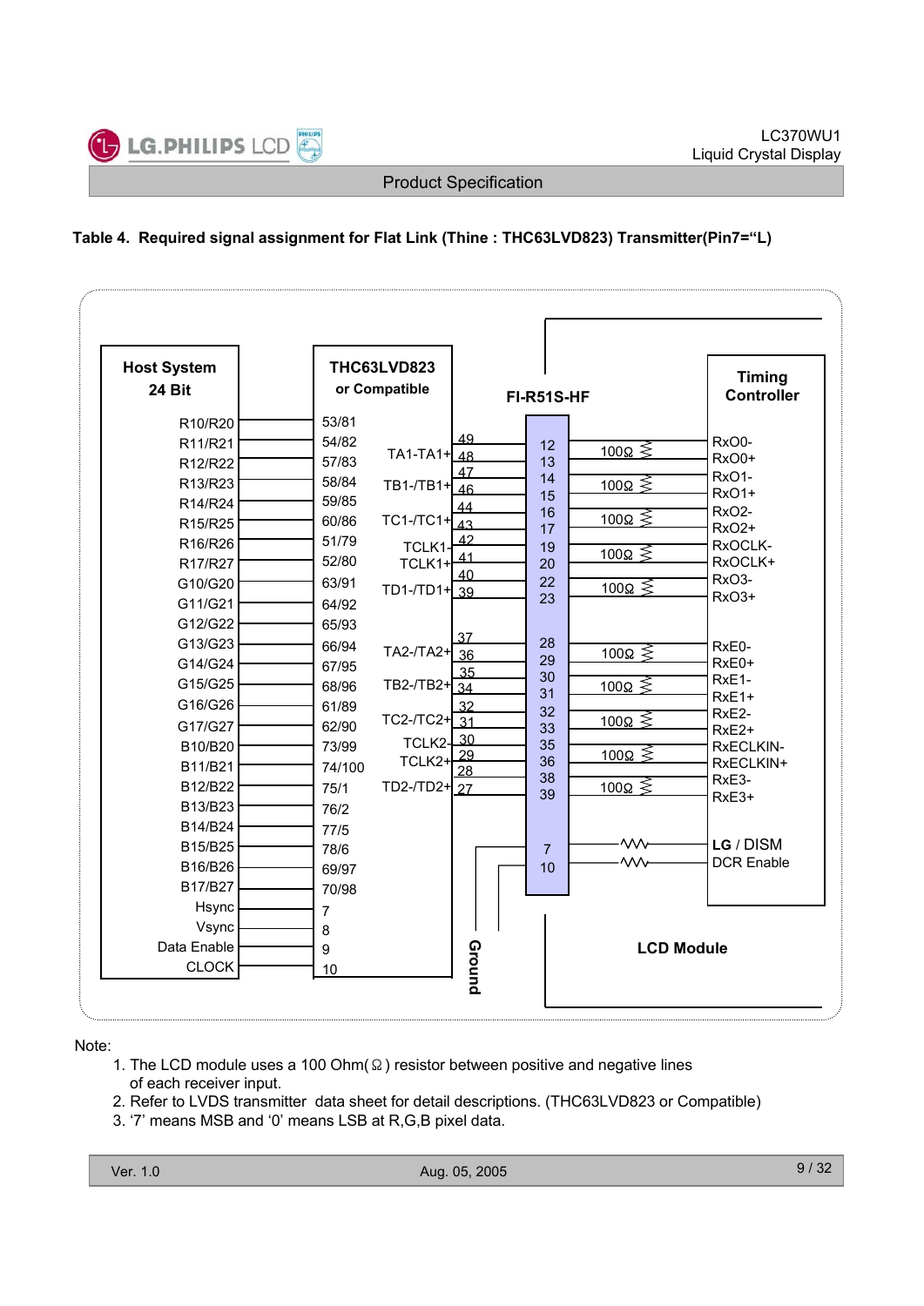**Table 4. Required signal assignment for Flat Link (Thine : THC63LVD823) Transmitter(Pin7="L)**

| Host System 24 Bit | THC63LVD823 or Compatible |
|---|---|
| R10/R20 | 53/81 |
| R11/R21 | 54/82 |
| R12/R22 | 57/83 |
| R13/R23 | 58/84 |
| R14/R24 | 59/85 |
| R15/R25 | 60/86 |
| R16/R26 | 51/79 |
| R17/R27 | 52/80 |
| G10/G20 | 63/91 |
| G11/G21 | 64/92 |
| G12/G22 | 65/93 |
| G13/G23 | 66/94 |
| G14/G24 | 67/95 |
| G15/G25 | 68/96 |
| G16/G26 | 61/89 |
| G17/G27 | 62/90 |
| B10/B20 | 73/99 |
| B11/B21 | 74/100 |
| B12/B22 | 75/1 |
| B13/B23 | 76/2 |
| B14/B24 | 77/5 |
| B15/B25 | 78/6 |
| B16/B26 | 69/97 |
| B17/B27 | 70/98 |
| Hsync | 7 |
| Vsync | 8 |
| Data Enable | 9 |
| CLOCK | 10 |

| THC63LVD823 Output | THC63LVD823 Pin | FI-R51S-HF Pin | Termination | Timing Controller (LCD Module) |
|---|---|---|---|---|
| TA1-/TA1+ | 49 / 48 | 12 / 13 | 100Ω | RxO0- / RxO0+ |
| TB1-/TB1+ | 47 / 46 | 14 / 15 | 100Ω | RxO1- / RxO1+ |
| TC1-/TC1+ | 44 / 43 | 16 / 17 | 100Ω | RxO2- / RxO2+ |
| TCLK1- / TCLK1+ | 42 / 41 | 19 / 20 | 100Ω | RxOCLK- / RxOCLK+ |
| TD1-/TD1+ | 40 / 39 | 22 / 23 | 100Ω | RxO3- / RxO3+ |
| TA2-/TA2+ | 37 / 36 | 28 / 29 | 100Ω | RxE0- / RxE0+ |
| TB2-/TB2+ | 35 / 34 | 30 / 31 | 100Ω | RxE1- / RxE1+ |
| TC2-/TC2+ | 32 / 31 | 32 / 33 | 100Ω | RxE2- / RxE2+ |
| TCLK2- / TCLK2+ | 30 / 29 | 35 / 36 | 100Ω | RxECLKIN- / RxECLKIN+ |
| TD2-/TD2+ | 28 / 27 | 38 / 39 | 100Ω | RxE3- / RxE3+ |
| Ground | | 7 | Resistor | LG / DISM |
| Ground | | 10 | Resistor | DCR Enable |

LCD Module

Note:

1. The LCD module uses a 100 Ohm(Ω) resistor between positive and negative lines of each receiver input.
2. Refer to LVDS transmitter data sheet for detail descriptions. (THC63LVD823 or Compatible)
3. '7' means MSB and '0' means LSB at R,G,B pixel data.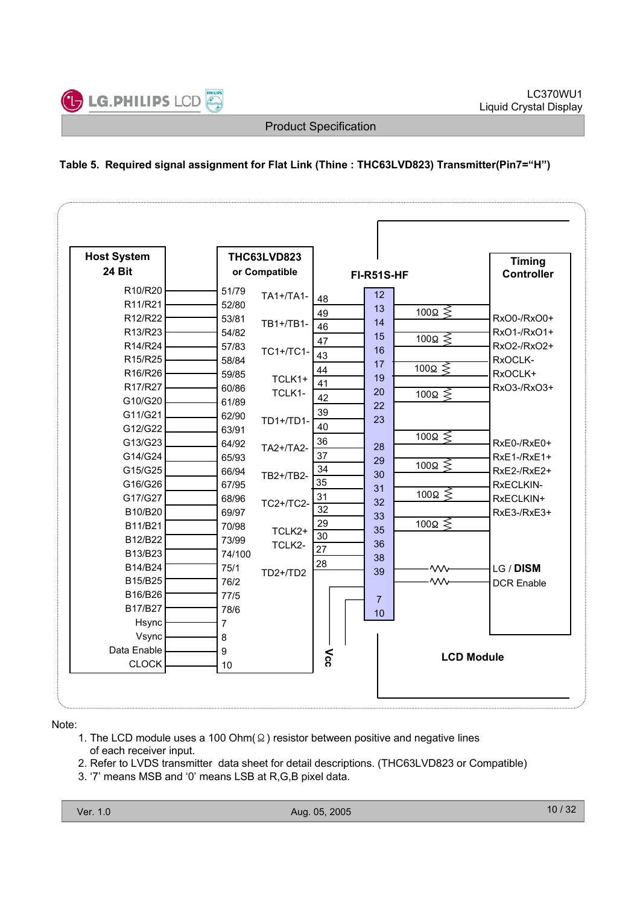**Table 5. Required signal assignment for Flat Link (Thine : THC63LVD823) Transmitter(Pin7="H")**

| Host System 24 Bit | THC63LVD823 or Compatible (pin) |
|---|---|
| R10/R20 | 51/79 |
| R11/R21 | 52/80 |
| R12/R22 | 53/81 |
| R13/R23 | 54/82 |
| R14/R24 | 57/83 |
| R15/R25 | 58/84 |
| R16/R26 | 59/85 |
| R17/R27 | 60/86 |
| G10/G20 | 61/89 |
| G11/G21 | 62/90 |
| G12/G22 | 63/91 |
| G13/G23 | 64/92 |
| G14/G24 | 65/93 |
| G15/G25 | 66/94 |
| G16/G26 | 67/95 |
| G17/G27 | 68/96 |
| B10/B20 | 69/97 |
| B11/B21 | 70/98 |
| B12/B22 | 73/99 |
| B13/B23 | 74/100 |
| B14/B24 | 75/1 |
| B15/B25 | 76/2 |
| B16/B26 | 77/5 |
| B17/B27 | 78/6 |
| Hsync | 7 |
| Vsync | 8 |
| Data Enable | 9 |
| CLOCK | 10 |

| THC63LVD823 Output | THC63LVD823 Pin | FI-R51S-HF Pin | Termination | Timing Controller |
|---|---|---|---|---|
| TA1+/TA1- | 48 / 49 | 12 / 13 | 100Ω | RxO0-/RxO0+ |
| TB1+/TB1- | 46 / 47 | 14 / 15 | 100Ω | RxO1-/RxO1+ |
| TC1+/TC1- | 43 / 44 | 16 / 17 | 100Ω | RxO2-/RxO2+ |
| TCLK1+ / TCLK1- | 41 / 42 | 19 / 20 | 100Ω | RxOCLK- / RxOCLK+ |
| TD1+/TD1- | 39 / 40 | 22 / 23 | 100Ω | RxO3-/RxO3+ |
| TA2+/TA2- | 36 / 37 | 28 / 29 | 100Ω | RxE0-/RxE0+ |
| TB2+/TB2- | 34 / 35 | 30 / 31 | 100Ω | RxE1-/RxE1+ |
| TC2+/TC2- | 31 / 32 | 32 / 33 | 100Ω | RxE2-/RxE2+ |
| TCLK2+ / TCLK2- | 29 / 30 | 35 / 36 | 100Ω | RxECLKIN- / RxECLKIN+ |
| TD2+/TD2 | 27 / 28 | 38 / 39 | 100Ω | RxE3-/RxE3+ |
| | | 39 | resistor | LG / **DISM** |
| | | | resistor | DCR Enable |
| Vcc | | 7 / 10 | | |

LCD Module

Note:

1. The LCD module uses a 100 Ohm(Ω) resistor between positive and negative lines of each receiver input.
2. Refer to LVDS transmitter data sheet for detail descriptions. (THC63LVD823 or Compatible)
3. '7' means MSB and '0' means LSB at R,G,B pixel data.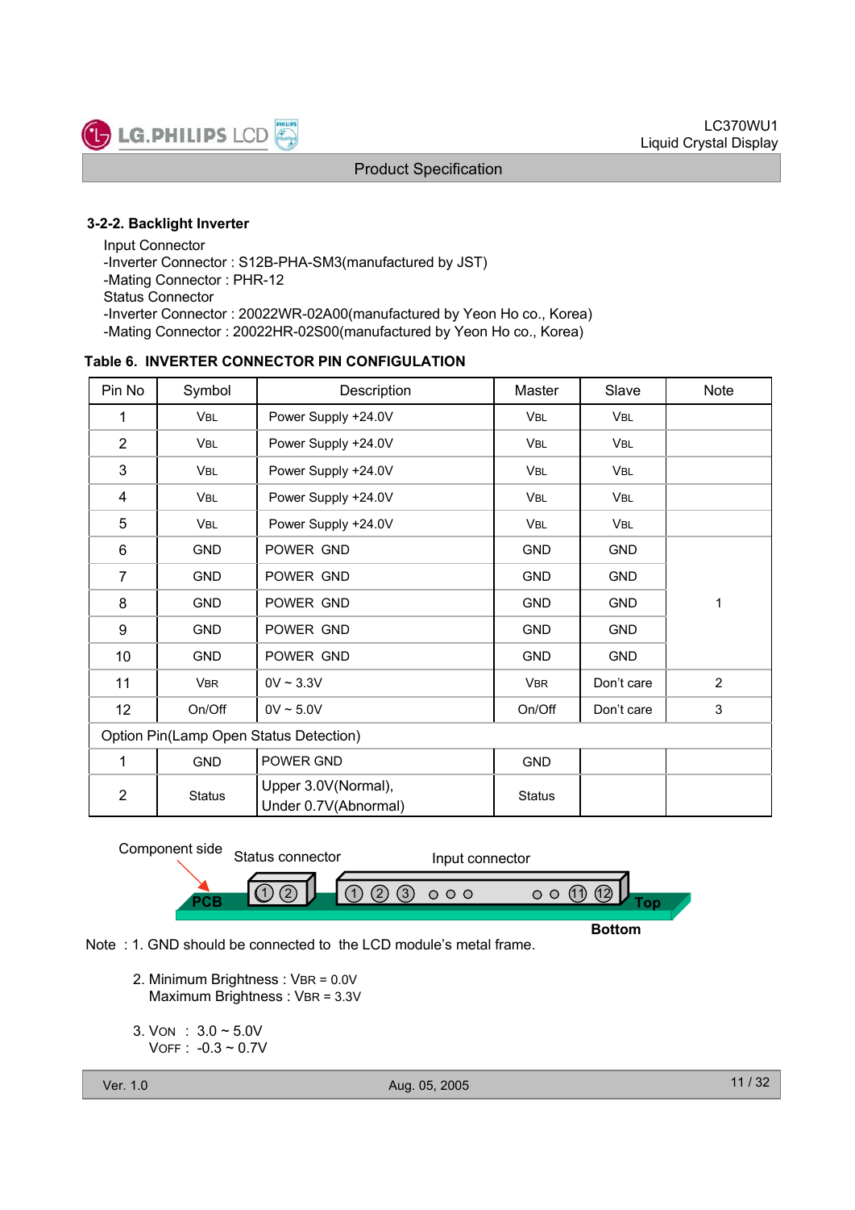### 3-2-2. Backlight Inverter

Input Connector
-Inverter Connector : S12B-PHA-SM3(manufactured by JST)
-Mating Connector : PHR-12
Status Connector
-Inverter Connector : 20022WR-02A00(manufactured by Yeon Ho co., Korea)
-Mating Connector : 20022HR-02S00(manufactured by Yeon Ho co., Korea)

**Table 6. INVERTER CONNECTOR PIN CONFIGULATION**

| Pin No | Symbol | Description | Master | Slave | Note |
|---|---|---|---|---|---|
| 1 | $V_{BL}$ | Power Supply +24.0V | $V_{BL}$ | $V_{BL}$ | |
| 2 | $V_{BL}$ | Power Supply +24.0V | $V_{BL}$ | $V_{BL}$ | |
| 3 | $V_{BL}$ | Power Supply +24.0V | $V_{BL}$ | $V_{BL}$ | |
| 4 | $V_{BL}$ | Power Supply +24.0V | $V_{BL}$ | $V_{BL}$ | |
| 5 | $V_{BL}$ | Power Supply +24.0V | $V_{BL}$ | $V_{BL}$ | |
| 6 | GND | POWER GND | GND | GND | 1 |
| 7 | GND | POWER GND | GND | GND | |
| 8 | GND | POWER GND | GND | GND | |
| 9 | GND | POWER GND | GND | GND | |
| 10 | GND | POWER GND | GND | GND | |
| 11 | $V_{BR}$ | 0V ~ 3.3V | $V_{BR}$ | Don't care | 2 |
| 12 | On/Off | 0V ~ 5.0V | On/Off | Don't care | 3 |
| Option Pin(Lamp Open Status Detection) | | | | | |
| 1 | GND | POWER GND | GND | | |
| 2 | Status | Upper 3.0V(Normal), Under 0.7V(Abnormal) | Status | | |

Component side — Status connector (① ②) — Input connector (① ② ③ ○ ○ ○ ○ ○ ⑪ ⑫) — PCB — Top — Bottom

Note : 1. GND should be connected to the LCD module's metal frame.

2. Minimum Brightness : $V_{BR}$ = 0.0V
   Maximum Brightness : $V_{BR}$ = 3.3V

3. $V_{ON}$ : 3.0 ~ 5.0V
   $V_{OFF}$ : -0.3 ~ 0.7V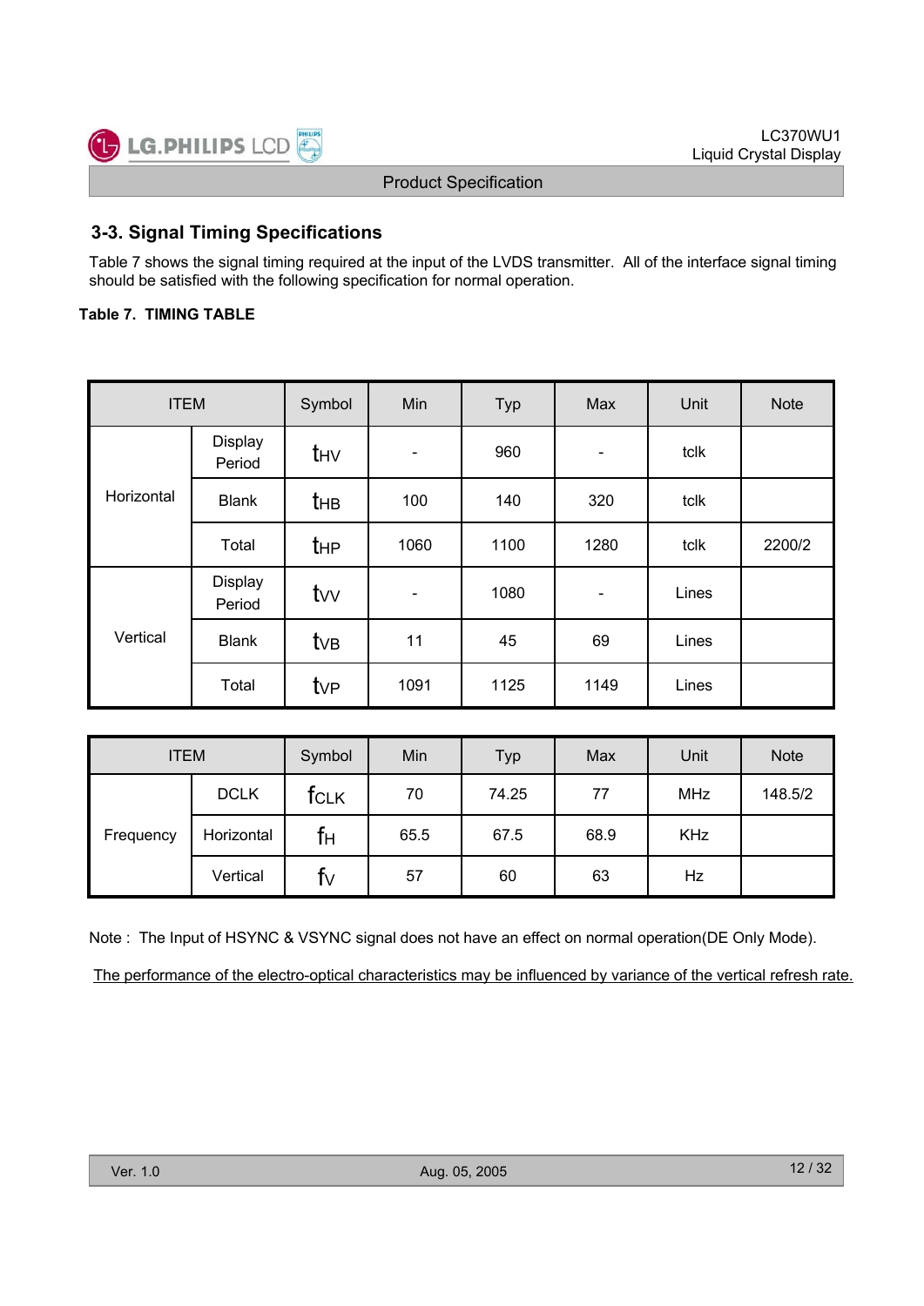## 3-3. Signal Timing Specifications

Table 7 shows the signal timing required at the input of the LVDS transmitter. All of the interface signal timing should be satisfied with the following specification for normal operation.

**Table 7. TIMING TABLE**

| ITEM | | Symbol | Min | Typ | Max | Unit | Note |
|---|---|---|---|---|---|---|---|
| Horizontal | Display Period | $t_{HV}$ | - | 960 | - | tclk | |
| | Blank | $t_{HB}$ | 100 | 140 | 320 | tclk | |
| | Total | $t_{HP}$ | 1060 | 1100 | 1280 | tclk | 2200/2 |
| Vertical | Display Period | $t_{VV}$ | - | 1080 | - | Lines | |
| | Blank | $t_{VB}$ | 11 | 45 | 69 | Lines | |
| | Total | $t_{VP}$ | 1091 | 1125 | 1149 | Lines | |

| ITEM | | Symbol | Min | Typ | Max | Unit | Note |
|---|---|---|---|---|---|---|---|
| Frequency | DCLK | $f_{CLK}$ | 70 | 74.25 | 77 | MHz | 148.5/2 |
| | Horizontal | $f_H$ | 65.5 | 67.5 | 68.9 | KHz | |
| | Vertical | $f_V$ | 57 | 60 | 63 | Hz | |

Note : The Input of HSYNC & VSYNC signal does not have an effect on normal operation(DE Only Mode).

The performance of the electro-optical characteristics may be influenced by variance of the vertical refresh rate.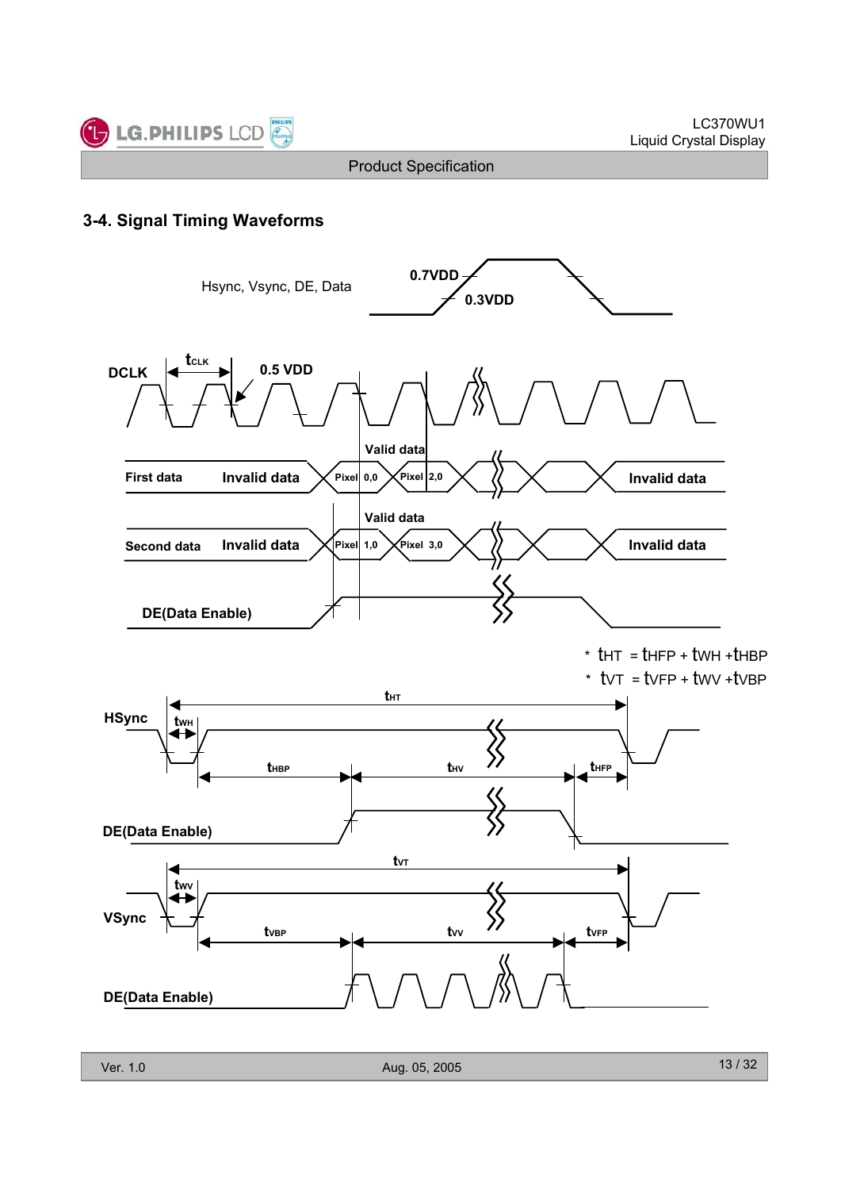### 3-4. Signal Timing Waveforms

Hsync, Vsync, DE, Data

0.7VDD

0.3VDD

DCLK

$t_{CLK}$

0.5 VDD

Valid data

First data | Invalid data | Pixel 0,0 | Pixel 2,0 | Invalid data

Valid data

Second data | Invalid data | Pixel 1,0 | Pixel 3,0 | Invalid data

DE(Data Enable)

* $t_{HT} = t_{HFP} + t_{WH} + t_{HBP}$
* $t_{VT} = t_{VFP} + t_{WV} + t_{VBP}$

HSync

$t_{HT}$

$t_{WH}$

$t_{HBP}$ $t_{HV}$ $t_{HFP}$

DE(Data Enable)

$t_{VT}$

$t_{WV}$

VSync

$t_{VBP}$ $t_{VV}$ $t_{VFP}$

DE(Data Enable)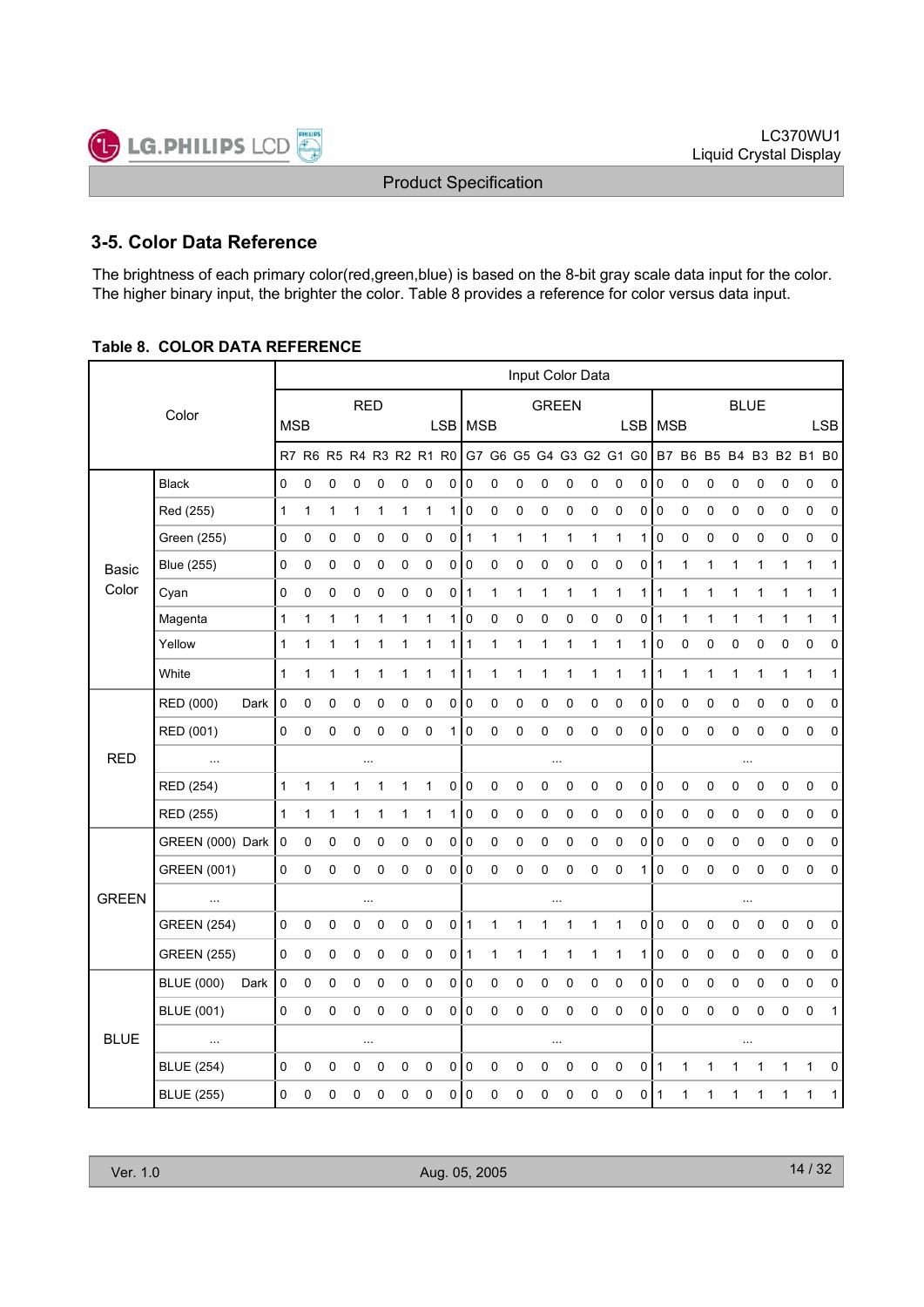## 3-5. Color Data Reference

The brightness of each primary color(red,green,blue) is based on the 8-bit gray scale data input for the color. The higher binary input, the brighter the color. Table 8 provides a reference for color versus data input.

**Table 8. COLOR DATA REFERENCE**

| Color | | Input Color Data | | | | | | | | | | | | | | | | | | | | | | | |
|---|---|---|---|---|---|---|---|---|---|---|---|---|---|---|---|---|---|---|---|---|---|---|---|---|---|
| | | RED | | | | | | | | GREEN | | | | | | | | BLUE | | | | | | | |
| | | MSB | | | | | | | LSB | MSB | | | | | | | LSB | MSB | | | | | | | LSB |
| | | R7 | R6 | R5 | R4 | R3 | R2 | R1 | R0 | G7 | G6 | G5 | G4 | G3 | G2 | G1 | G0 | B7 | B6 | B5 | B4 | B3 | B2 | B1 | B0 |
| Basic Color | Black | 0 | 0 | 0 | 0 | 0 | 0 | 0 | 0 | 0 | 0 | 0 | 0 | 0 | 0 | 0 | 0 | 0 | 0 | 0 | 0 | 0 | 0 | 0 | 0 |
| | Red (255) | 1 | 1 | 1 | 1 | 1 | 1 | 1 | 1 | 0 | 0 | 0 | 0 | 0 | 0 | 0 | 0 | 0 | 0 | 0 | 0 | 0 | 0 | 0 | 0 |
| | Green (255) | 0 | 0 | 0 | 0 | 0 | 0 | 0 | 0 | 1 | 1 | 1 | 1 | 1 | 1 | 1 | 1 | 0 | 0 | 0 | 0 | 0 | 0 | 0 | 0 |
| | Blue (255) | 0 | 0 | 0 | 0 | 0 | 0 | 0 | 0 | 0 | 0 | 0 | 0 | 0 | 0 | 0 | 0 | 1 | 1 | 1 | 1 | 1 | 1 | 1 | 1 |
| | Cyan | 0 | 0 | 0 | 0 | 0 | 0 | 0 | 0 | 1 | 1 | 1 | 1 | 1 | 1 | 1 | 1 | 1 | 1 | 1 | 1 | 1 | 1 | 1 | 1 |
| | Magenta | 1 | 1 | 1 | 1 | 1 | 1 | 1 | 1 | 0 | 0 | 0 | 0 | 0 | 0 | 0 | 0 | 1 | 1 | 1 | 1 | 1 | 1 | 1 | 1 |
| | Yellow | 1 | 1 | 1 | 1 | 1 | 1 | 1 | 1 | 1 | 1 | 1 | 1 | 1 | 1 | 1 | 1 | 0 | 0 | 0 | 0 | 0 | 0 | 0 | 0 |
| | White | 1 | 1 | 1 | 1 | 1 | 1 | 1 | 1 | 1 | 1 | 1 | 1 | 1 | 1 | 1 | 1 | 1 | 1 | 1 | 1 | 1 | 1 | 1 | 1 |
| RED | RED (000) Dark | 0 | 0 | 0 | 0 | 0 | 0 | 0 | 0 | 0 | 0 | 0 | 0 | 0 | 0 | 0 | 0 | 0 | 0 | 0 | 0 | 0 | 0 | 0 | 0 |
| | RED (001) | 0 | 0 | 0 | 0 | 0 | 0 | 0 | 1 | 0 | 0 | 0 | 0 | 0 | 0 | 0 | 0 | 0 | 0 | 0 | 0 | 0 | 0 | 0 | 0 |
| | ... | ... | | | | | | | | ... | | | | | | | | ... | | | | | | | |
| | RED (254) | 1 | 1 | 1 | 1 | 1 | 1 | 1 | 0 | 0 | 0 | 0 | 0 | 0 | 0 | 0 | 0 | 0 | 0 | 0 | 0 | 0 | 0 | 0 | 0 |
| | RED (255) | 1 | 1 | 1 | 1 | 1 | 1 | 1 | 1 | 0 | 0 | 0 | 0 | 0 | 0 | 0 | 0 | 0 | 0 | 0 | 0 | 0 | 0 | 0 | 0 |
| GREEN | GREEN (000) Dark | 0 | 0 | 0 | 0 | 0 | 0 | 0 | 0 | 0 | 0 | 0 | 0 | 0 | 0 | 0 | 0 | 0 | 0 | 0 | 0 | 0 | 0 | 0 | 0 |
| | GREEN (001) | 0 | 0 | 0 | 0 | 0 | 0 | 0 | 0 | 0 | 0 | 0 | 0 | 0 | 0 | 0 | 1 | 0 | 0 | 0 | 0 | 0 | 0 | 0 | 0 |
| | ... | ... | | | | | | | | ... | | | | | | | | ... | | | | | | | |
| | GREEN (254) | 0 | 0 | 0 | 0 | 0 | 0 | 0 | 0 | 1 | 1 | 1 | 1 | 1 | 1 | 1 | 0 | 0 | 0 | 0 | 0 | 0 | 0 | 0 | 0 |
| | GREEN (255) | 0 | 0 | 0 | 0 | 0 | 0 | 0 | 0 | 1 | 1 | 1 | 1 | 1 | 1 | 1 | 1 | 0 | 0 | 0 | 0 | 0 | 0 | 0 | 0 |
| BLUE | BLUE (000) Dark | 0 | 0 | 0 | 0 | 0 | 0 | 0 | 0 | 0 | 0 | 0 | 0 | 0 | 0 | 0 | 0 | 0 | 0 | 0 | 0 | 0 | 0 | 0 | 0 |
| | BLUE (001) | 0 | 0 | 0 | 0 | 0 | 0 | 0 | 0 | 0 | 0 | 0 | 0 | 0 | 0 | 0 | 0 | 0 | 0 | 0 | 0 | 0 | 0 | 0 | 1 |
| | ... | ... | | | | | | | | ... | | | | | | | | ... | | | | | | | |
| | BLUE (254) | 0 | 0 | 0 | 0 | 0 | 0 | 0 | 0 | 0 | 0 | 0 | 0 | 0 | 0 | 0 | 0 | 1 | 1 | 1 | 1 | 1 | 1 | 1 | 0 |
| | BLUE (255) | 0 | 0 | 0 | 0 | 0 | 0 | 0 | 0 | 0 | 0 | 0 | 0 | 0 | 0 | 0 | 0 | 1 | 1 | 1 | 1 | 1 | 1 | 1 | 1 |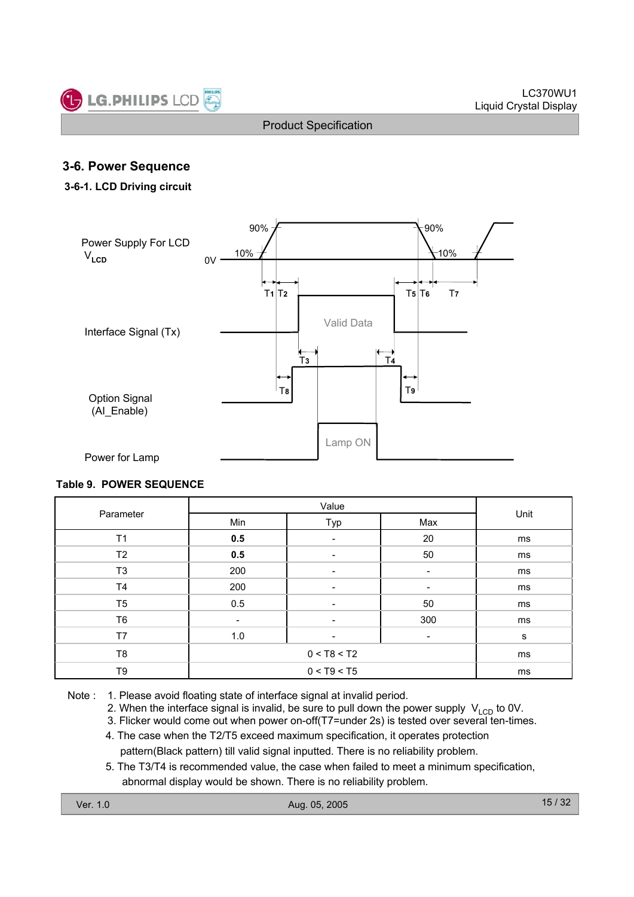## 3-6. Power Sequence

### 3-6-1. LCD Driving circuit

Power Supply For LCD $V_{LCD}$

0V

90%

10%

T1 T2

T5 T6

T7

Interface Signal (Tx)

Valid Data

T3

T4

Option Signal (AI_Enable)

T8

T9

Power for Lamp

Lamp ON

**Table 9. POWER SEQUENCE**

| Parameter | Value | | | Unit |
|---|---|---|---|---|
| | Min | Typ | Max | |
| T1 | **0.5** | - | 20 | ms |
| T2 | **0.5** | - | 50 | ms |
| T3 | 200 | - | - | ms |
| T4 | 200 | - | - | ms |
| T5 | 0.5 | - | 50 | ms |
| T6 | - | - | 300 | ms |
| T7 | 1.0 | - | - | s |
| T8 | 0 < T8 < T2 | | | ms |
| T9 | 0 < T9 < T5 | | | ms |

Note :
1. Please avoid floating state of interface signal at invalid period.
2. When the interface signal is invalid, be sure to pull down the power supply $V_{LCD}$ to 0V.
3. Flicker would come out when power on-off(T7=under 2s) is tested over several ten-times.
4. The case when the T2/T5 exceed maximum specification, it operates protection pattern(Black pattern) till valid signal inputted. There is no reliability problem.
5. The T3/T4 is recommended value, the case when failed to meet a minimum specification, abnormal display would be shown. There is no reliability problem.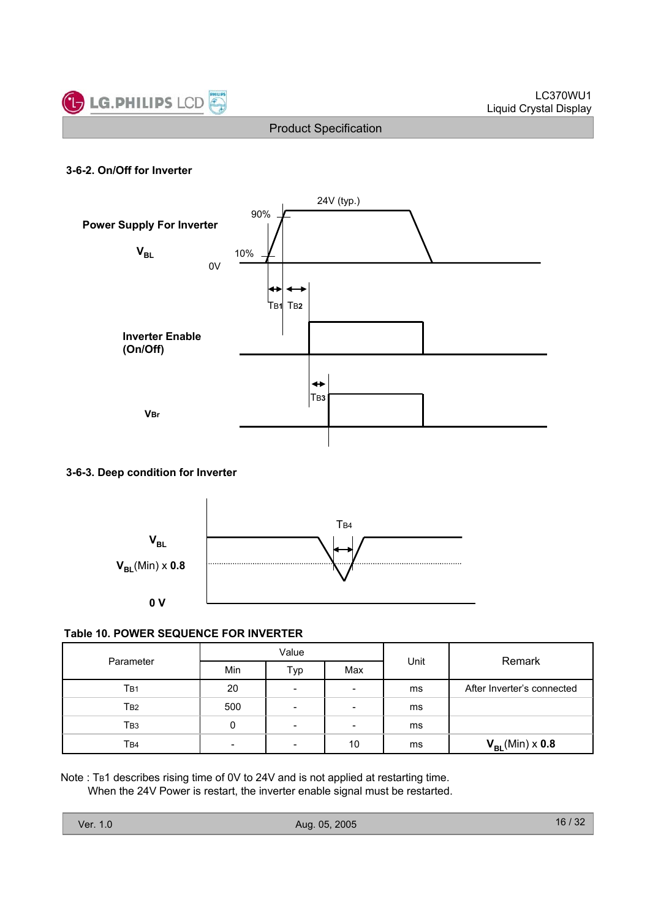### 3-6-2. On/Off for Inverter

Power Supply For Inverter

$V_{BL}$

24V (typ.)

90%

10%

0V

TB1 TB2

Inverter Enable (On/Off)

TB3

VBr

### 3-6-3. Deep condition for Inverter

$V_{BL}$

$V_{BL}$(Min) x **0.8**

TB4

**0 V**

**Table 10. POWER SEQUENCE FOR INVERTER**

| Parameter | Value | | | Unit | Remark |
|---|---|---|---|---|---|
| | Min | Typ | Max | | |
| TB1 | 20 | - | - | ms | After Inverter's connected |
| TB2 | 500 | - | - | ms | |
| TB3 | 0 | - | - | ms | |
| TB4 | - | - | 10 | ms | $V_{BL}$(Min) x **0.8** |

Note : TB1 describes rising time of 0V to 24V and is not applied at restarting time.
When the 24V Power is restart, the inverter enable signal must be restarted.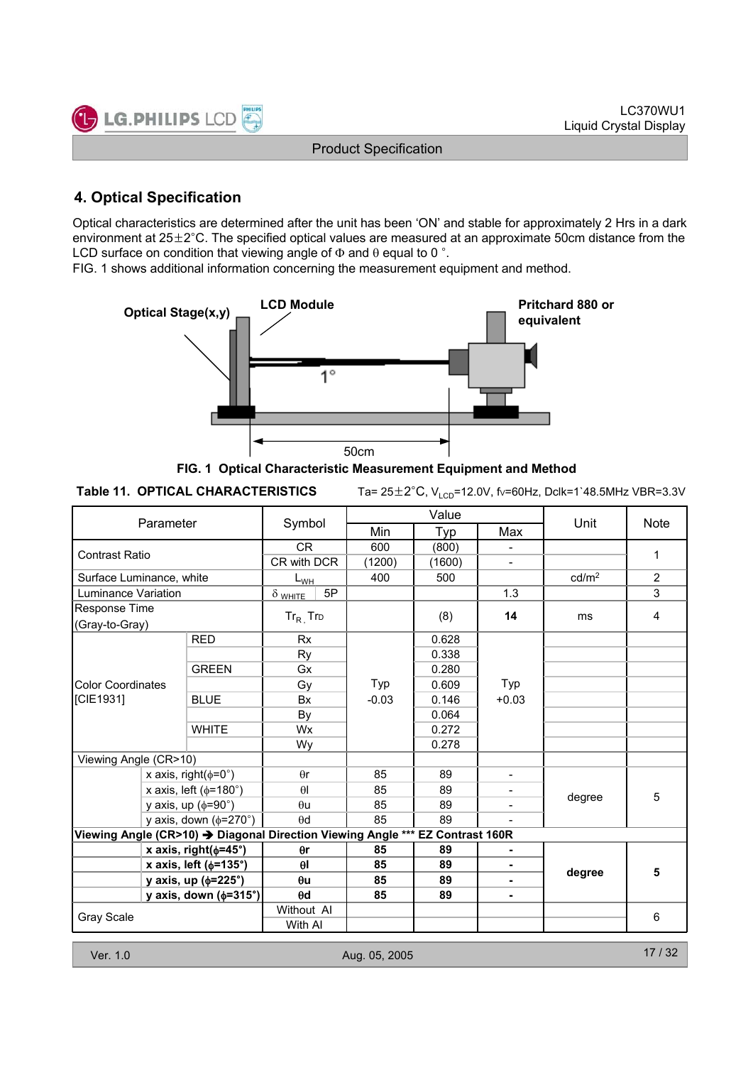## 4. Optical Specification

Optical characteristics are determined after the unit has been 'ON' and stable for approximately 2 Hrs in a dark environment at 25±2°C. The specified optical values are measured at an approximate 50cm distance from the LCD surface on condition that viewing angle of Φ and θ equal to 0 °.
FIG. 1 shows additional information concerning the measurement equipment and method.

Optical Stage(x,y) | LCD Module | Pritchard 880 or equivalent | 1° | 50cm

**FIG. 1 Optical Characteristic Measurement Equipment and Method**

**Table 11. OPTICAL CHARACTERISTICS** Ta= 25±2°C, $V_{LCD}$=12.0V, fv=60Hz, Dclk=1`48.5MHz VBR=3.3V

| Parameter | | Symbol | | Value | | | Unit | Note |
|---|---|---|---|---|---|---|---|---|
| | | | | Min | Typ | Max | | |
| Contrast Ratio | | CR | | 600 | (800) | - | | 1 |
| | | CR with DCR | | (1200) | (1600) | - | | |
| Surface Luminance, white | | $L_{WH}$ | | 400 | 500 | | cd/m² | 2 |
| Luminance Variation | | $\delta_{WHITE}$ | 5P | | | 1.3 | | 3 |
| Response Time (Gray-to-Gray) | | $Tr_R$, $Tr_D$ | | | (8) | **14** | ms | 4 |
| Color Coordinates [CIE1931] | RED | Rx | | Typ -0.03 | 0.628 | Typ +0.03 | | |
| | | Ry | | | 0.338 | | | |
| | GREEN | Gx | | | 0.280 | | | |
| | | Gy | | | 0.609 | | | |
| | BLUE | Bx | | | 0.146 | | | |
| | | By | | | 0.064 | | | |
| | WHITE | Wx | | | 0.272 | | | |
| | | Wy | | | 0.278 | | | |
| Viewing Angle (CR>10) | | | | | | | | |
| | x axis, right(φ=0°) | θr | | 85 | 89 | - | degree | 5 |
| | x axis, left (φ=180°) | θl | | 85 | 89 | - | | |
| | y axis, up (φ=90°) | θu | | 85 | 89 | - | | |
| | y axis, down (φ=270°) | θd | | 85 | 89 | - | | |
| **Viewing Angle (CR>10) → Diagonal Direction Viewing Angle *** EZ Contrast 160R** | | | | | | | | |
| | **x axis, right(φ=45°)** | **θr** | | **85** | **89** | **-** | **degree** | **5** |
| | **x axis, left (φ=135°)** | **θl** | | **85** | **89** | **-** | | |
| | **y axis, up (φ=225°)** | **θu** | | **85** | **89** | **-** | | |
| | **y axis, down (φ=315°)** | **θd** | | **85** | **89** | **-** | | |
| Gray Scale | | Without AI | | | | | | 6 |
| | | With AI | | | | | | |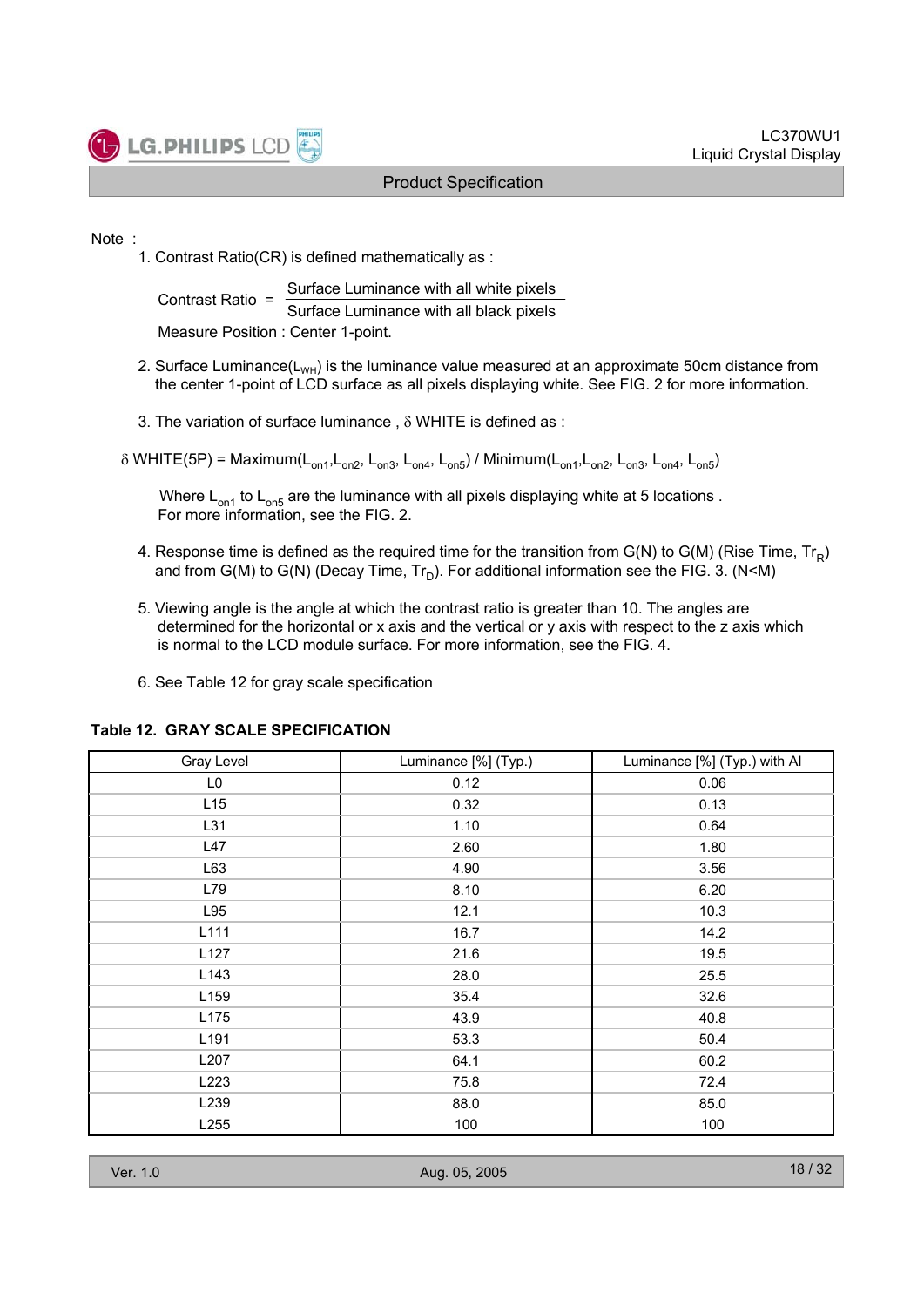Note :

1. Contrast Ratio(CR) is defined mathematically as :

$$\text{Contrast Ratio} = \frac{\text{Surface Luminance with all white pixels}}{\text{Surface Luminance with all black pixels}}$$

   Measure Position : Center 1-point.

2. Surface Luminance($L_{WH}$) is the luminance value measured at an approximate 50cm distance from the center 1-point of LCD surface as all pixels displaying white. See FIG. 2 for more information.

3. The variation of surface luminance , δ WHITE is defined as :

$$\delta \text{ WHITE(5P)} = \text{Maximum}(L_{on1}, L_{on2}, L_{on3}, L_{on4}, L_{on5}) \; / \; \text{Minimum}(L_{on1}, L_{on2}, L_{on3}, L_{on4}, L_{on5})$$

   Where $L_{on1}$ to $L_{on5}$ are the luminance with all pixels displaying white at 5 locations .
   For more information, see the FIG. 2.

4. Response time is defined as the required time for the transition from G(N) to G(M) (Rise Time, $Tr_R$) and from G(M) to G(N) (Decay Time, $Tr_D$). For additional information see the FIG. 3. (N<M)

5. Viewing angle is the angle at which the contrast ratio is greater than 10. The angles are determined for the horizontal or x axis and the vertical or y axis with respect to the z axis which is normal to the LCD module surface. For more information, see the FIG. 4.

6. See Table 12 for gray scale specification

**Table 12. GRAY SCALE SPECIFICATION**

| Gray Level | Luminance [%] (Typ.) | Luminance [%] (Typ.) with AI |
|---|---|---|
| L0 | 0.12 | 0.06 |
| L15 | 0.32 | 0.13 |
| L31 | 1.10 | 0.64 |
| L47 | 2.60 | 1.80 |
| L63 | 4.90 | 3.56 |
| L79 | 8.10 | 6.20 |
| L95 | 12.1 | 10.3 |
| L111 | 16.7 | 14.2 |
| L127 | 21.6 | 19.5 |
| L143 | 28.0 | 25.5 |
| L159 | 35.4 | 32.6 |
| L175 | 43.9 | 40.8 |
| L191 | 53.3 | 50.4 |
| L207 | 64.1 | 60.2 |
| L223 | 75.8 | 72.4 |
| L239 | 88.0 | 85.0 |
| L255 | 100 | 100 |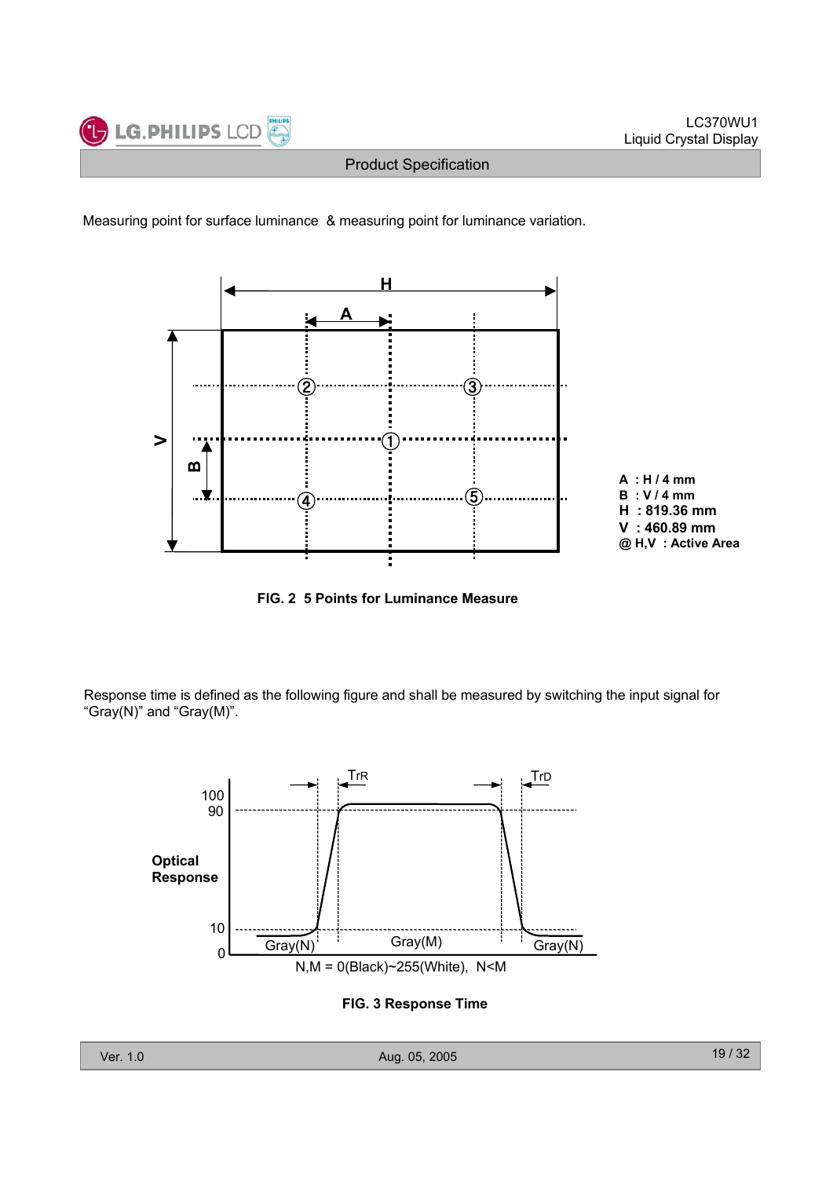Measuring point for surface luminance & measuring point for luminance variation.

A : H / 4 mm
B : V / 4 mm
H : 819.36 mm
V : 460.89 mm
@ H,V : Active Area

**FIG. 2 5 Points for Luminance Measure**

Response time is defined as the following figure and shall be measured by switching the input signal for "Gray(N)" and "Gray(M)".

N,M = 0(Black)~255(White), N<M

**FIG. 3 Response Time**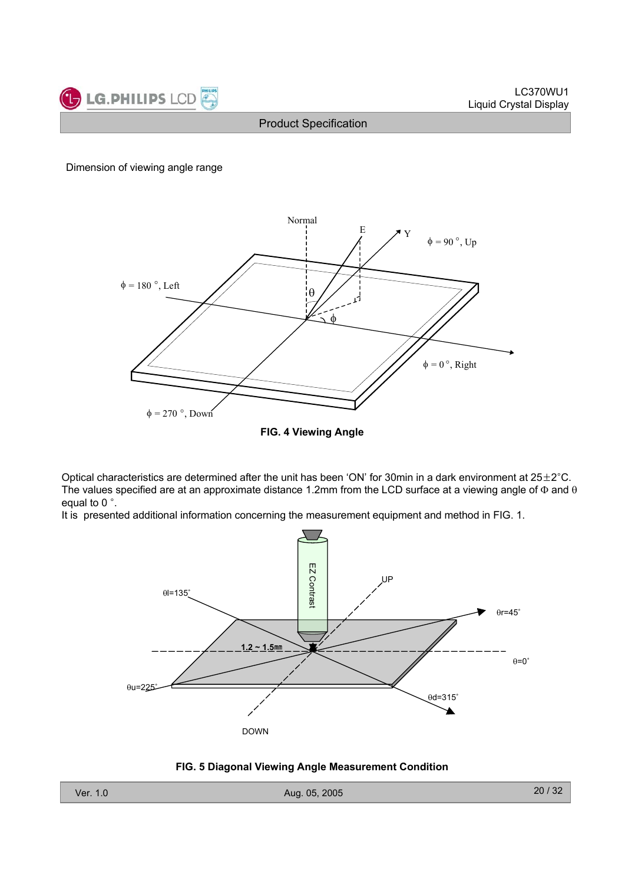Dimension of viewing angle range

FIG. 4 Viewing Angle

Optical characteristics are determined after the unit has been 'ON' for 30min in a dark environment at 25±2°C. The values specified are at an approximate distance 1.2mm from the LCD surface at a viewing angle of $\Phi$ and $\theta$ equal to 0 °.

It is presented additional information concerning the measurement equipment and method in FIG. 1.

FIG. 5 Diagonal Viewing Angle Measurement Condition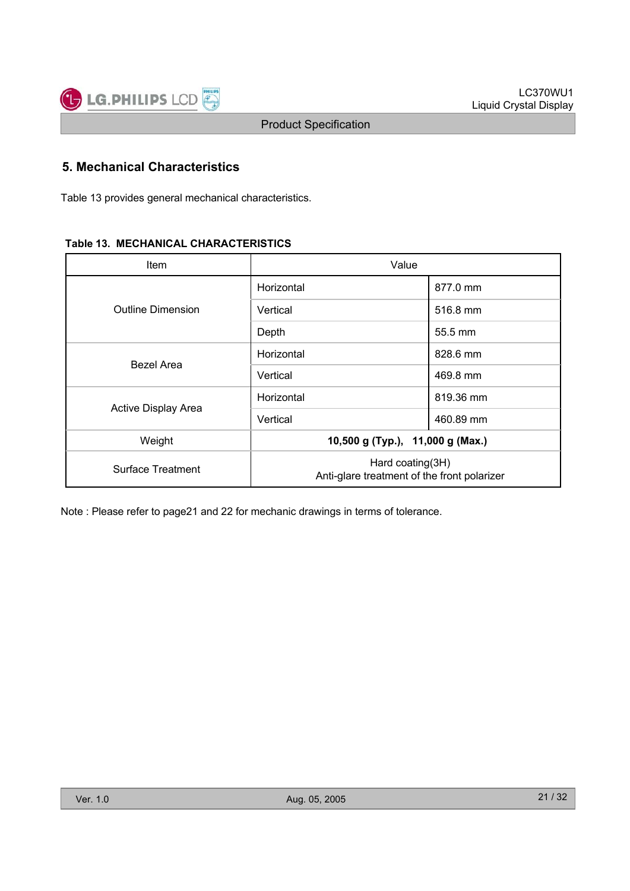## 5. Mechanical Characteristics

Table 13 provides general mechanical characteristics.

**Table 13. MECHANICAL CHARACTERISTICS**

| Item | Value | |
|---|---|---|
| Outline Dimension | Horizontal | 877.0 mm |
| | Vertical | 516.8 mm |
| | Depth | 55.5 mm |
| Bezel Area | Horizontal | 828.6 mm |
| | Vertical | 469.8 mm |
| Active Display Area | Horizontal | 819.36 mm |
| | Vertical | 460.89 mm |
| Weight | **10,500 g (Typ.), 11,000 g (Max.)** | |
| Surface Treatment | Hard coating(3H)<br>Anti-glare treatment of the front polarizer | |

Note : Please refer to page21 and 22 for mechanic drawings in terms of tolerance.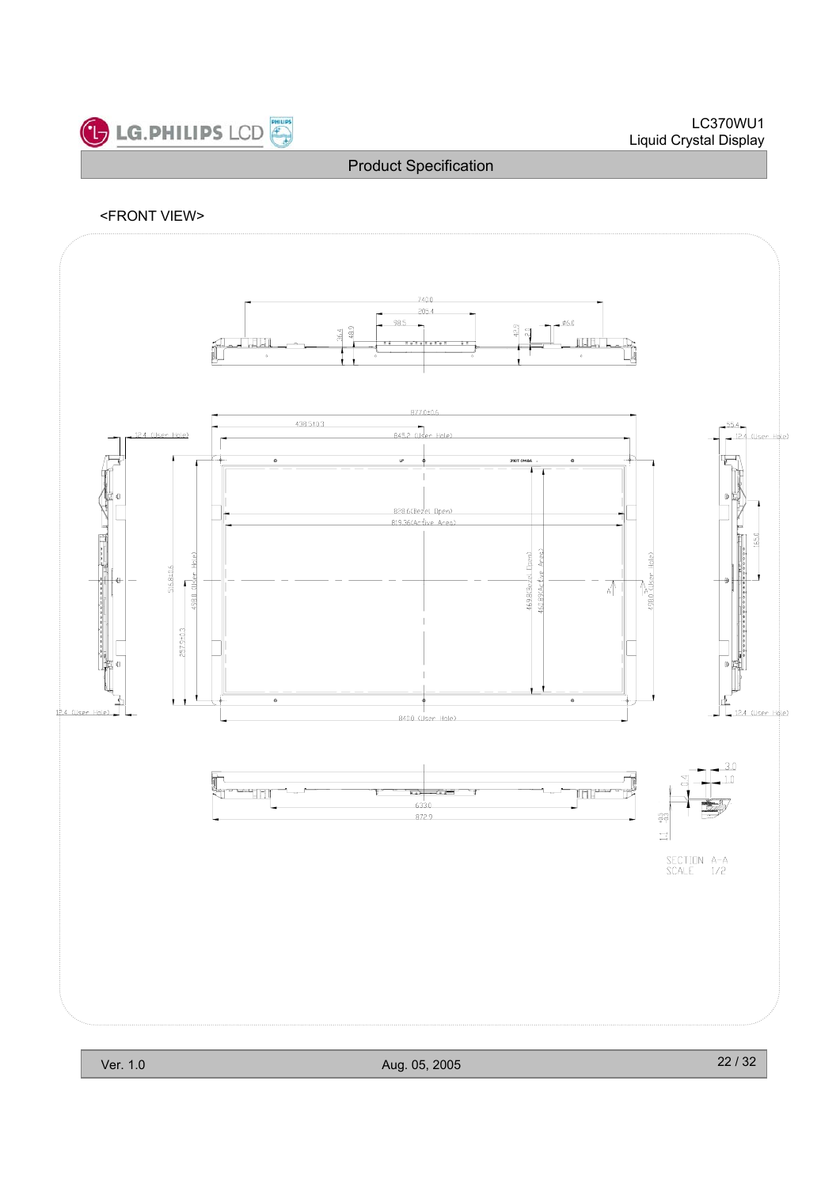<FRONT VIEW>

740.0
205.4
98.5
36.4
40.9
40.9
3.0
Ø6.0

877.0±0.5
438.5±0.3
845.2 (User Hole)
12.4 (User Hole)
55.4
12.4 (User Hole)

828.6(Bezel Open)
819.36(Active Area)

515.8±0.5
438.0 (User Hole)
257.9±0.3
469.8(Bezel Open)
460.89(Active Area)
438.0 (User Hole)
165.0

12.4 (User Hole)
840.0 (User Hole)
12.4 (User Hole)

633.0
872.9

3.0
1.0
0.4
1.1
SECTION A-A
SCALE 1/2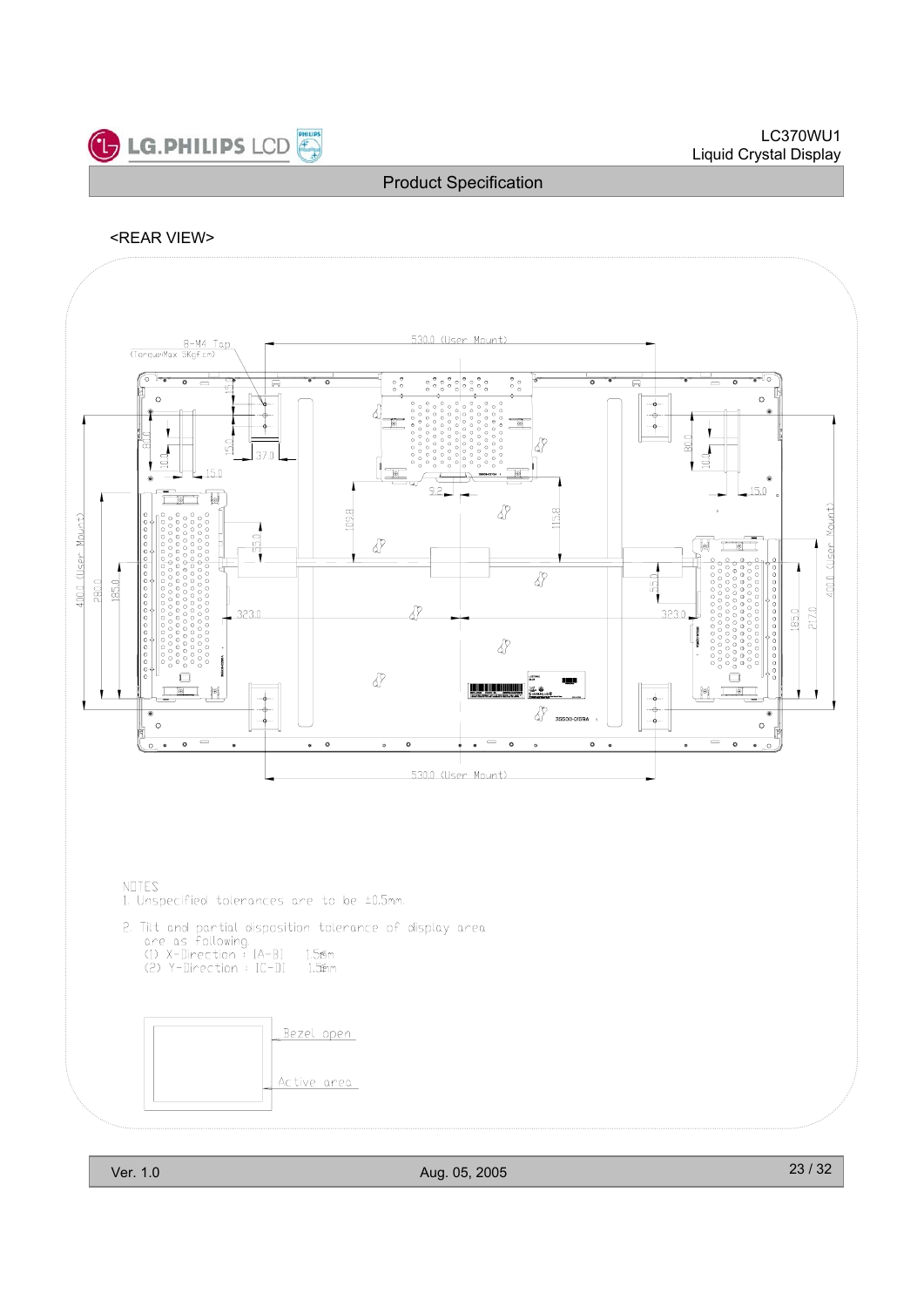<REAR VIEW>

NOTES
1. Unspecified tolerances are to be ±0.5mm.

2. Tilt and partial disposition tolerance of display area are as following
   (1) X-Direction : |A-B|   1.5mm
   (2) Y-Direction : |C-D|   1.5mm

Bezel open

Active area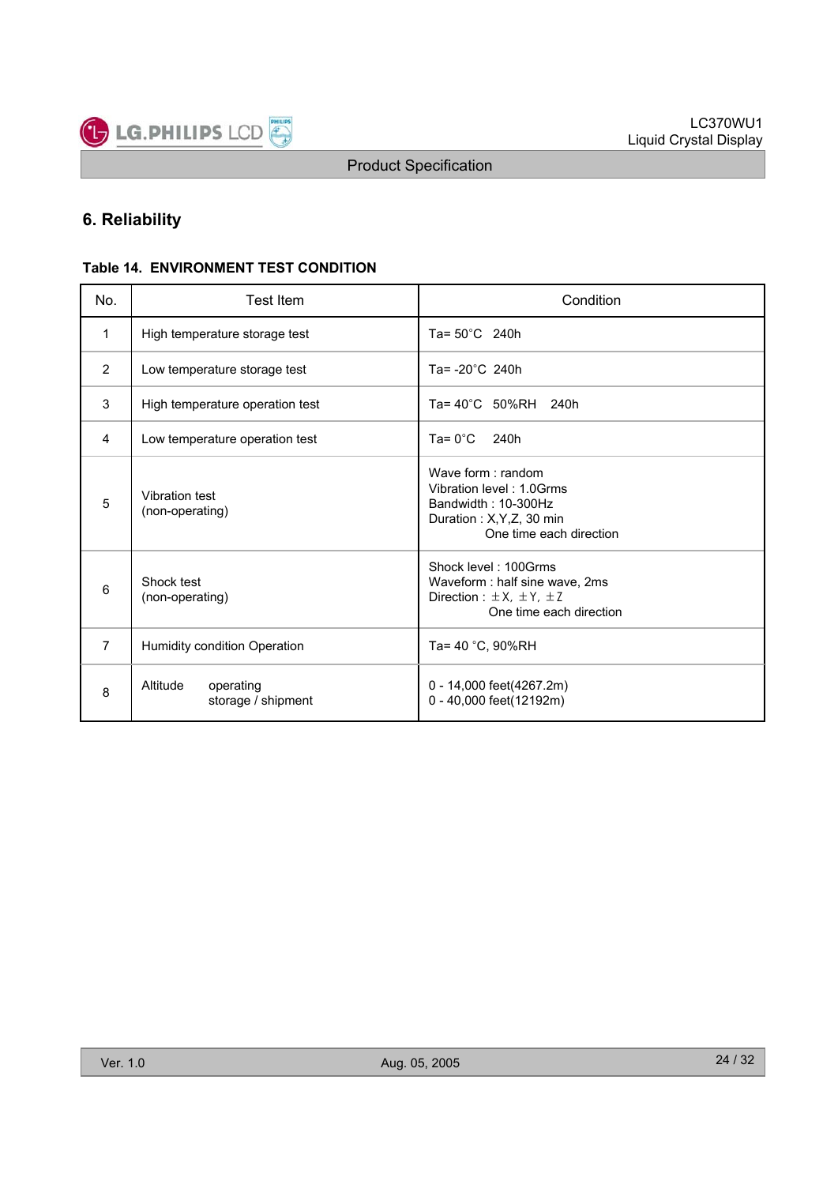## 6. Reliability

**Table 14. ENVIRONMENT TEST CONDITION**

| No. | Test Item | Condition |
|---|---|---|
| 1 | High temperature storage test | Ta= 50°C 240h |
| 2 | Low temperature storage test | Ta= -20°C 240h |
| 3 | High temperature operation test | Ta= 40°C 50%RH 240h |
| 4 | Low temperature operation test | Ta= 0°C 240h |
| 5 | Vibration test (non-operating) | Wave form : random<br>Vibration level : 1.0Grms<br>Bandwidth : 10-300Hz<br>Duration : X,Y,Z, 30 min<br>One time each direction |
| 6 | Shock test (non-operating) | Shock level : 100Grms<br>Waveform : half sine wave, 2ms<br>Direction : ±X, ±Y, ±Z<br>One time each direction |
| 7 | Humidity condition Operation | Ta= 40 °C, 90%RH |
| 8 | Altitude operating<br>storage / shipment | 0 - 14,000 feet(4267.2m)<br>0 - 40,000 feet(12192m) |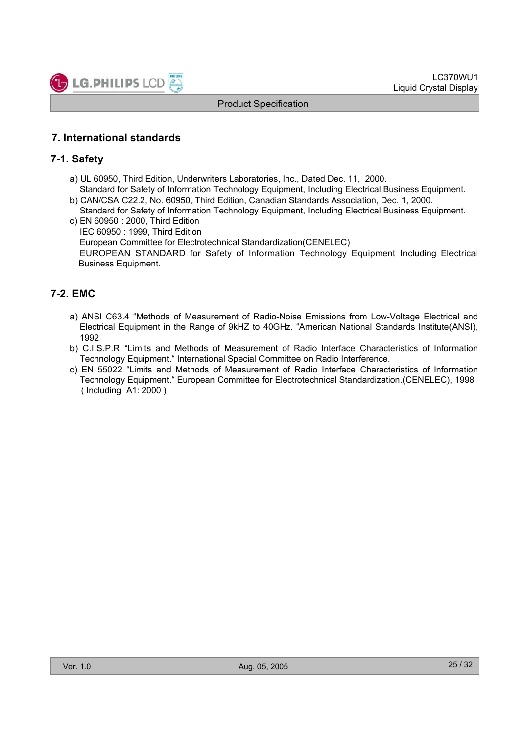# 7. International standards

## 7-1. Safety

a) UL 60950, Third Edition, Underwriters Laboratories, Inc., Dated Dec. 11, 2000.
   Standard for Safety of Information Technology Equipment, Including Electrical Business Equipment.

b) CAN/CSA C22.2, No. 60950, Third Edition, Canadian Standards Association, Dec. 1, 2000.
   Standard for Safety of Information Technology Equipment, Including Electrical Business Equipment.

c) EN 60950 : 2000, Third Edition
   IEC 60950 : 1999, Third Edition
   European Committee for Electrotechnical Standardization(CENELEC)
   EUROPEAN STANDARD for Safety of Information Technology Equipment Including Electrical Business Equipment.

## 7-2. EMC

a) ANSI C63.4 "Methods of Measurement of Radio-Noise Emissions from Low-Voltage Electrical and Electrical Equipment in the Range of 9kHZ to 40GHz. "American National Standards Institute(ANSI), 1992

b) C.I.S.P.R "Limits and Methods of Measurement of Radio Interface Characteristics of Information Technology Equipment." International Special Committee on Radio Interference.

c) EN 55022 "Limits and Methods of Measurement of Radio Interface Characteristics of Information Technology Equipment." European Committee for Electrotechnical Standardization.(CENELEC), 1998 ( Including A1: 2000 )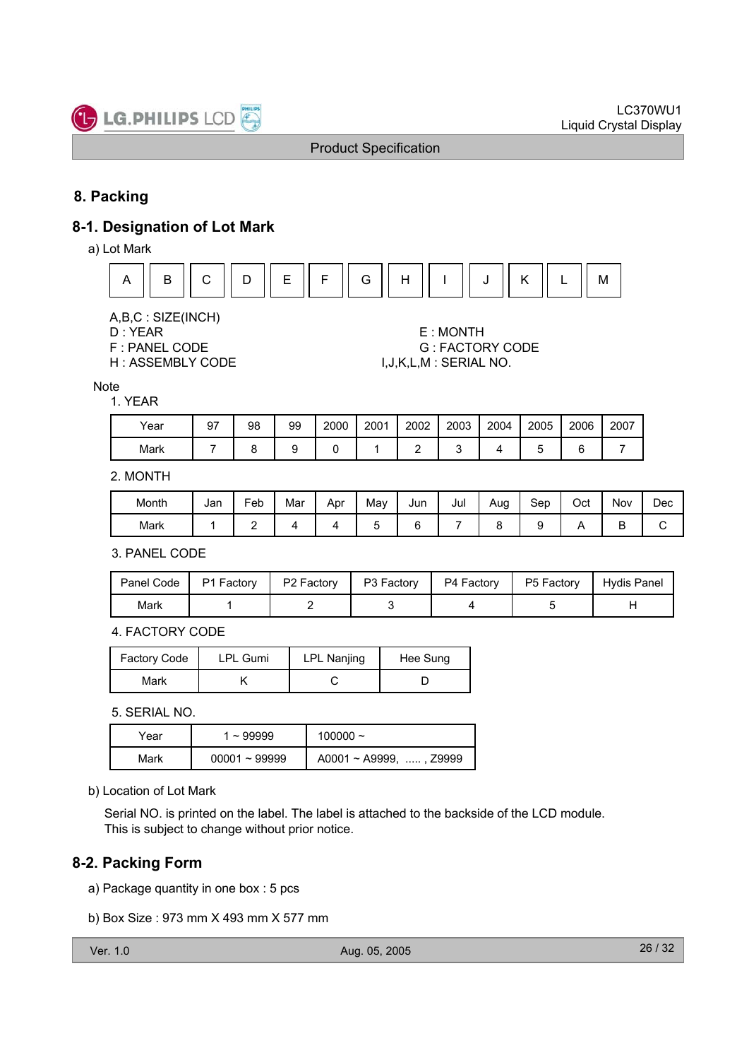## 8. Packing

### 8-1. Designation of Lot Mark

a) Lot Mark

| A | B | C | D | E | F | G | H | I | J | K | L | M |
|---|---|---|---|---|---|---|---|---|---|---|---|---|

A,B,C : SIZE(INCH)
D : YEAR
E : MONTH
F : PANEL CODE
G : FACTORY CODE
H : ASSEMBLY CODE
I,J,K,L,M : SERIAL NO.

Note

1. YEAR

| Year | 97 | 98 | 99 | 2000 | 2001 | 2002 | 2003 | 2004 | 2005 | 2006 | 2007 |
|---|---|---|---|---|---|---|---|---|---|---|---|
| Mark | 7 | 8 | 9 | 0 | 1 | 2 | 3 | 4 | 5 | 6 | 7 |

2. MONTH

| Month | Jan | Feb | Mar | Apr | May | Jun | Jul | Aug | Sep | Oct | Nov | Dec |
|---|---|---|---|---|---|---|---|---|---|---|---|---|
| Mark | 1 | 2 | 4 | 4 | 5 | 6 | 7 | 8 | 9 | A | B | C |

3. PANEL CODE

| Panel Code | P1 Factory | P2 Factory | P3 Factory | P4 Factory | P5 Factory | Hydis Panel |
|---|---|---|---|---|---|---|
| Mark | 1 | 2 | 3 | 4 | 5 | H |

4. FACTORY CODE

| Factory Code | LPL Gumi | LPL Nanjing | Hee Sung |
|---|---|---|---|
| Mark | K | C | D |

5. SERIAL NO.

| Year | 1 ~ 99999 | 100000 ~ |
|---|---|---|
| Mark | 00001 ~ 99999 | A0001 ~ A9999, ..... , Z9999 |

b) Location of Lot Mark

Serial NO. is printed on the label. The label is attached to the backside of the LCD module.
This is subject to change without prior notice.

### 8-2. Packing Form

a) Package quantity in one box : 5 pcs

b) Box Size : 973 mm X 493 mm X 577 mm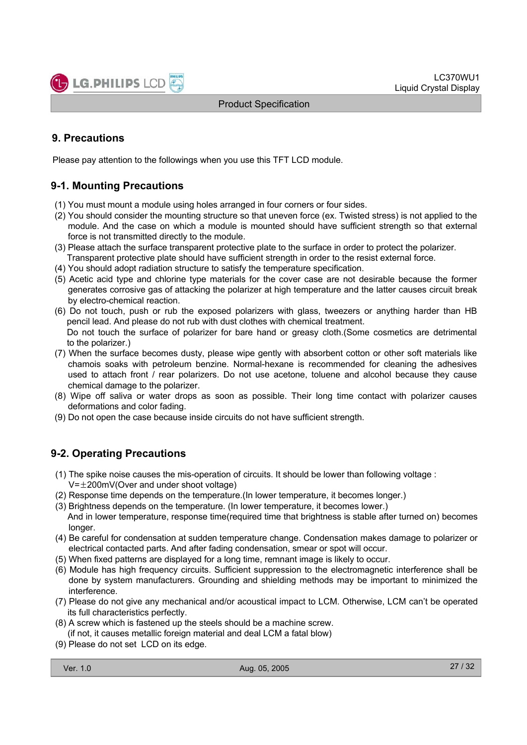## 9. Precautions

Please pay attention to the followings when you use this TFT LCD module.

### 9-1. Mounting Precautions

(1) You must mount a module using holes arranged in four corners or four sides.

(2) You should consider the mounting structure so that uneven force (ex. Twisted stress) is not applied to the module. And the case on which a module is mounted should have sufficient strength so that external force is not transmitted directly to the module.

(3) Please attach the surface transparent protective plate to the surface in order to protect the polarizer. Transparent protective plate should have sufficient strength in order to the resist external force.

(4) You should adopt radiation structure to satisfy the temperature specification.

(5) Acetic acid type and chlorine type materials for the cover case are not desirable because the former generates corrosive gas of attacking the polarizer at high temperature and the latter causes circuit break by electro-chemical reaction.

(6) Do not touch, push or rub the exposed polarizers with glass, tweezers or anything harder than HB pencil lead. And please do not rub with dust clothes with chemical treatment.
Do not touch the surface of polarizer for bare hand or greasy cloth.(Some cosmetics are detrimental to the polarizer.)

(7) When the surface becomes dusty, please wipe gently with absorbent cotton or other soft materials like chamois soaks with petroleum benzine. Normal-hexane is recommended for cleaning the adhesives used to attach front / rear polarizers. Do not use acetone, toluene and alcohol because they cause chemical damage to the polarizer.

(8) Wipe off saliva or water drops as soon as possible. Their long time contact with polarizer causes deformations and color fading.

(9) Do not open the case because inside circuits do not have sufficient strength.

### 9-2. Operating Precautions

(1) The spike noise causes the mis-operation of circuits. It should be lower than following voltage :
V=±200mV(Over and under shoot voltage)

(2) Response time depends on the temperature.(In lower temperature, it becomes longer.)

(3) Brightness depends on the temperature. (In lower temperature, it becomes lower.)
And in lower temperature, response time(required time that brightness is stable after turned on) becomes longer.

(4) Be careful for condensation at sudden temperature change. Condensation makes damage to polarizer or electrical contacted parts. And after fading condensation, smear or spot will occur.

(5) When fixed patterns are displayed for a long time, remnant image is likely to occur.

(6) Module has high frequency circuits. Sufficient suppression to the electromagnetic interference shall be done by system manufacturers. Grounding and shielding methods may be important to minimized the interference.

(7) Please do not give any mechanical and/or acoustical impact to LCM. Otherwise, LCM can't be operated its full characteristics perfectly.

(8) A screw which is fastened up the steels should be a machine screw.
(if not, it causes metallic foreign material and deal LCM a fatal blow)

(9) Please do not set LCD on its edge.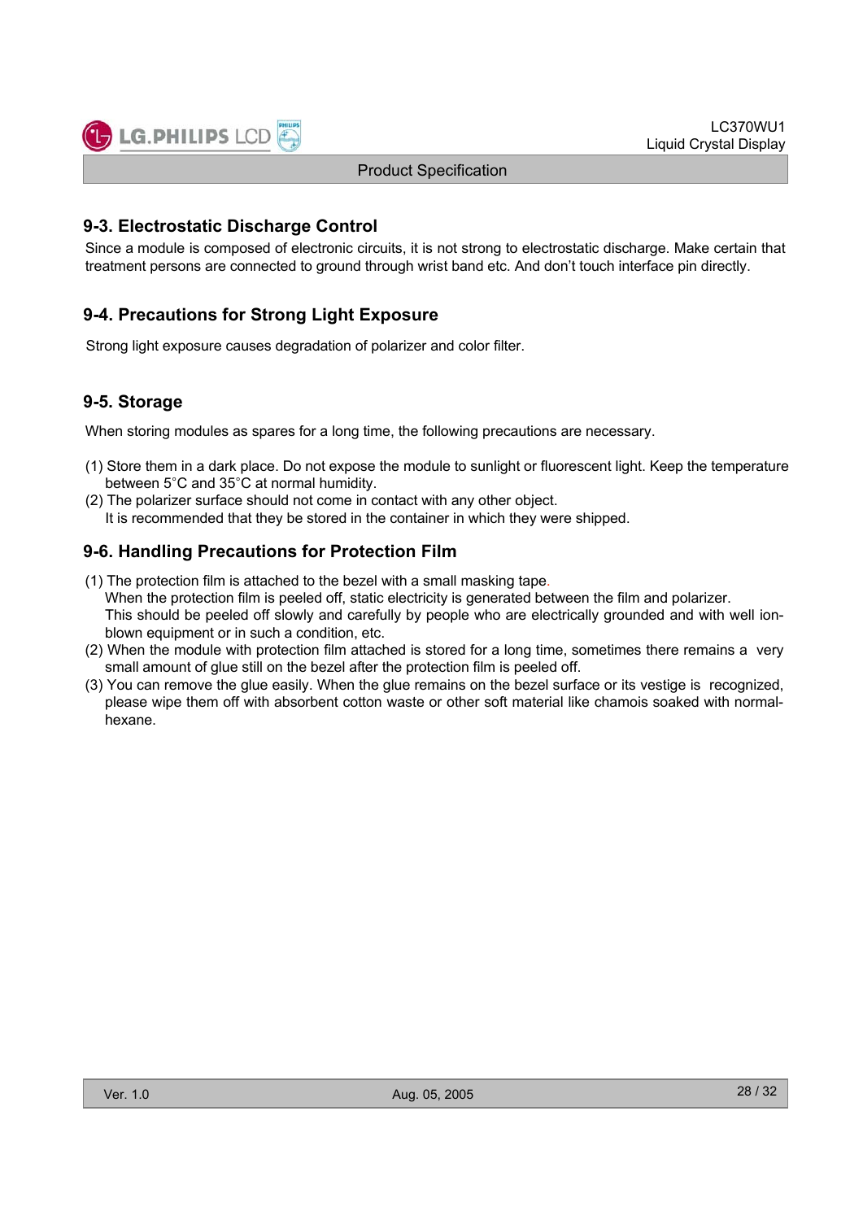## 9-3. Electrostatic Discharge Control

Since a module is composed of electronic circuits, it is not strong to electrostatic discharge. Make certain that treatment persons are connected to ground through wrist band etc. And don't touch interface pin directly.

## 9-4. Precautions for Strong Light Exposure

Strong light exposure causes degradation of polarizer and color filter.

## 9-5. Storage

When storing modules as spares for a long time, the following precautions are necessary.

(1) Store them in a dark place. Do not expose the module to sunlight or fluorescent light. Keep the temperature between 5°C and 35°C at normal humidity.
(2) The polarizer surface should not come in contact with any other object.
It is recommended that they be stored in the container in which they were shipped.

## 9-6. Handling Precautions for Protection Film

(1) The protection film is attached to the bezel with a small masking tape.
When the protection film is peeled off, static electricity is generated between the film and polarizer.
This should be peeled off slowly and carefully by people who are electrically grounded and with well ion-blown equipment or in such a condition, etc.
(2) When the module with protection film attached is stored for a long time, sometimes there remains a very small amount of glue still on the bezel after the protection film is peeled off.
(3) You can remove the glue easily. When the glue remains on the bezel surface or its vestige is recognized, please wipe them off with absorbent cotton waste or other soft material like chamois soaked with normal-hexane.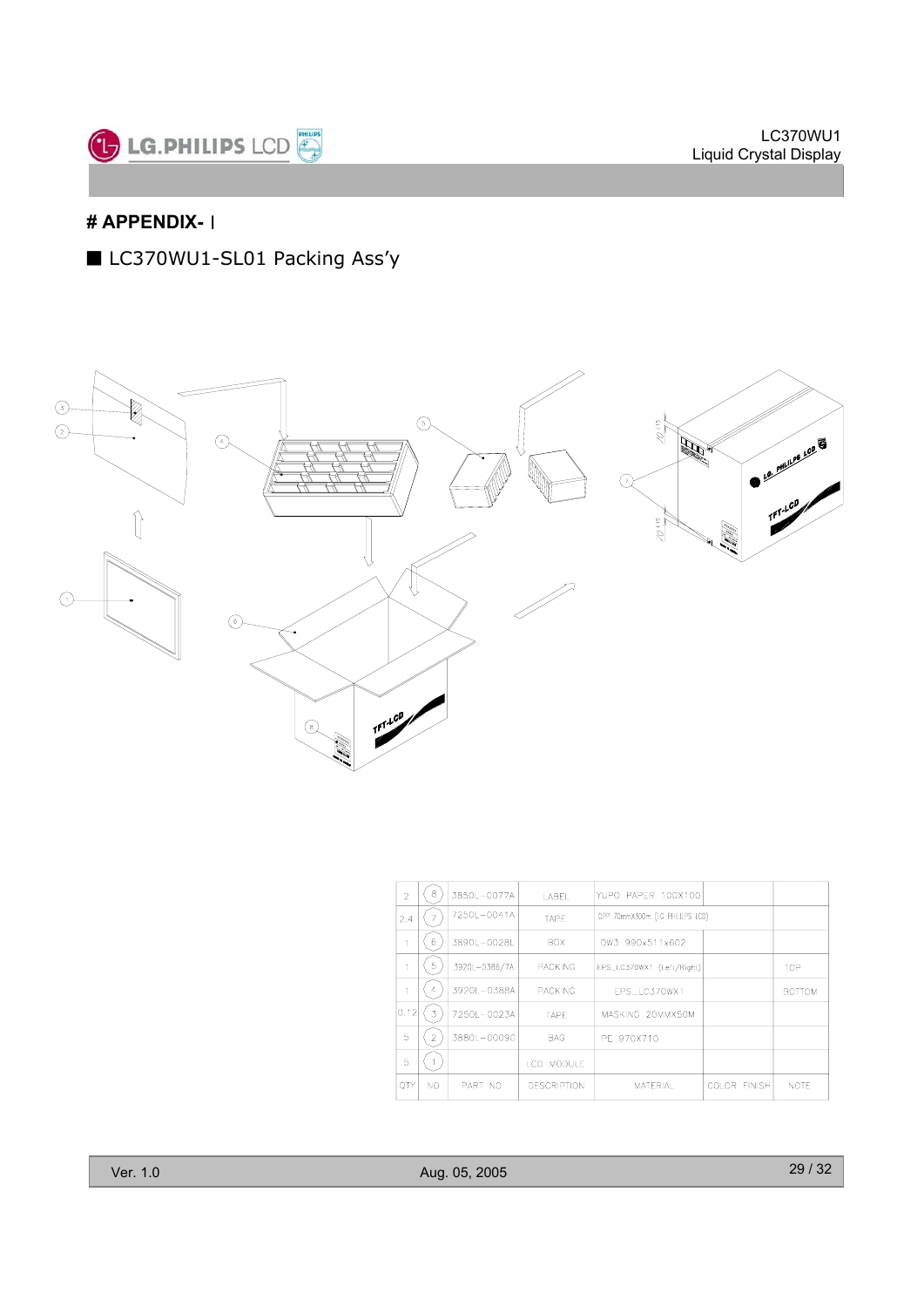# APPENDIX- I

■ LC370WU1-SL01 Packing Ass'y

| QTY | NO | PART NO | DESCRIPTION | MATERIAL | COLOR FINISH | NOTE |
|---|---|---|---|---|---|---|
| 2 | 8 | 3850L-0077A | LABEL | YUPO PAPER 100X100 | | |
| 2.4 | 7 | 7250L-0041A | TAPE | OPP 70mmX300m (LG PHILIPS LCD) | | |
| 1 | 6 | 3890L-0028L | BOX | DW3 990x511x602 | | |
| 1 | 5 | 3920L-0386/7A | PACKING | EPS_LC370WX1 (Left/Right) | | TOP |
| 1 | 4 | 3920L-0388A | PACKING | EPS_LC370WX1 | | BOTTOM |
| 0.12 | 3 | 7250L-0023A | TAPE | MASKING 20MMX50M | | |
| 5 | 2 | 3880L-0009C | BAG | PE 970X710 | | |
| 5 | 1 | | LCD MODULE | | | |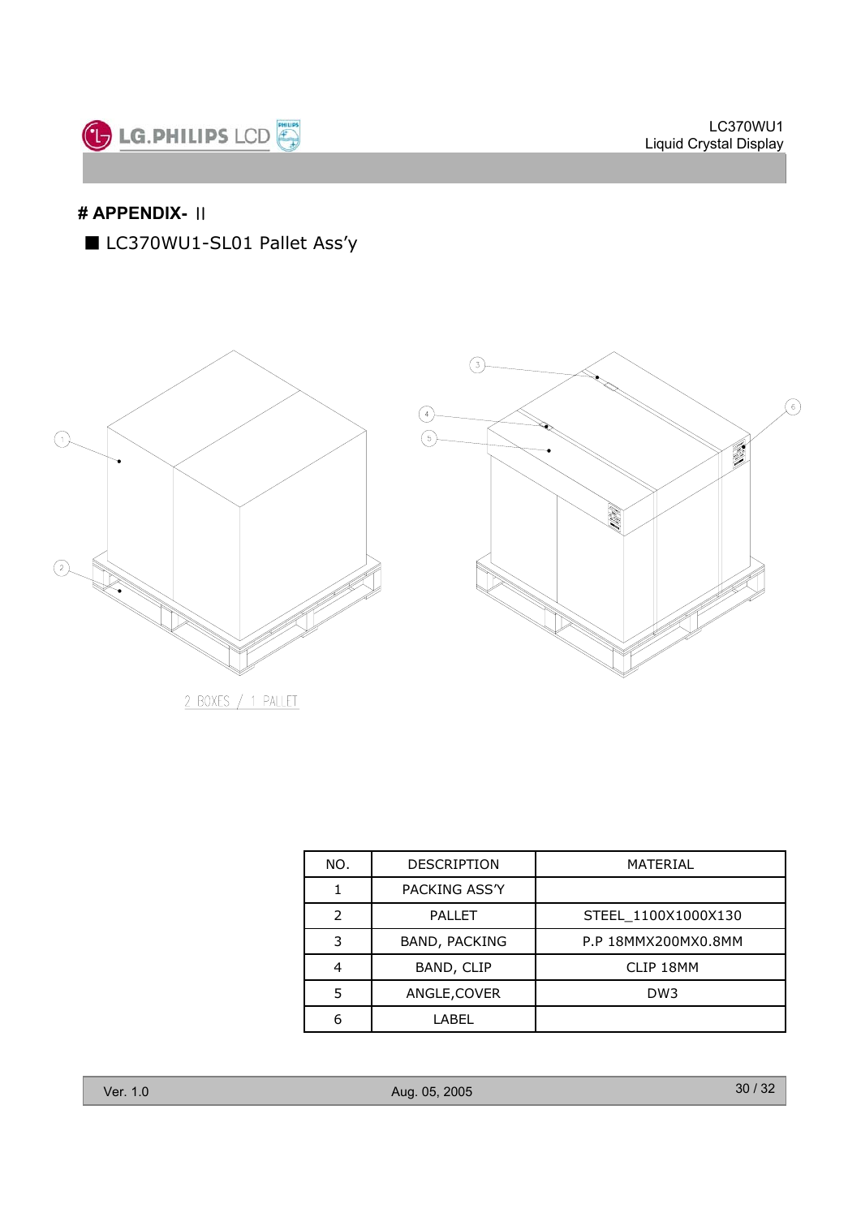# # APPENDIX- II

■ LC370WU1-SL01 Pallet Ass'y

2 BOXES / 1 PALLET

| NO. | DESCRIPTION | MATERIAL |
|---|---|---|
| 1 | PACKING ASS'Y | |
| 2 | PALLET | STEEL_1100X1000X130 |
| 3 | BAND, PACKING | P.P 18MMX200MX0.8MM |
| 4 | BAND, CLIP | CLIP 18MM |
| 5 | ANGLE,COVER | DW3 |
| 6 | LABEL | |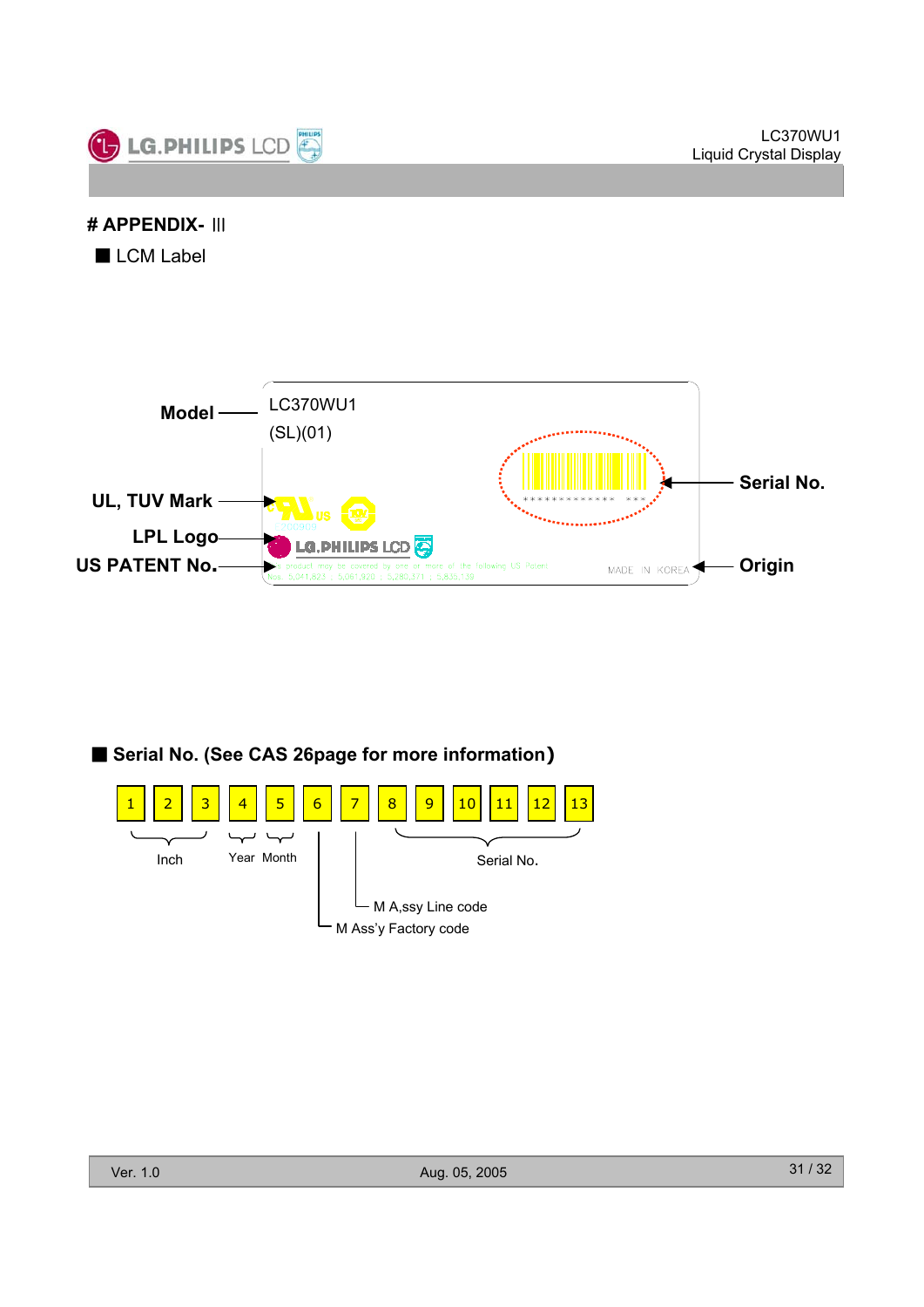# # APPENDIX- III

## ■ LCM Label

Model —— LC370WU1
(SL)(01)

UL, TUV Mark

LPL Logo

US PATENT No.

Serial No.

Origin

MADE IN KOREA

## ■ Serial No. (See CAS 26page for more information)

| 1 | 2 | 3 | 4 | 5 | 6 | 7 | 8 | 9 | 10 | 11 | 12 | 13 |
|---|---|---|---|---|---|---|---|---|---|---|---|---|

- 1–3: Inch
- 4: Year
- 5: Month
- 6: M Ass'y Factory code
- 7: M A,ssy Line code
- 8–13: Serial No.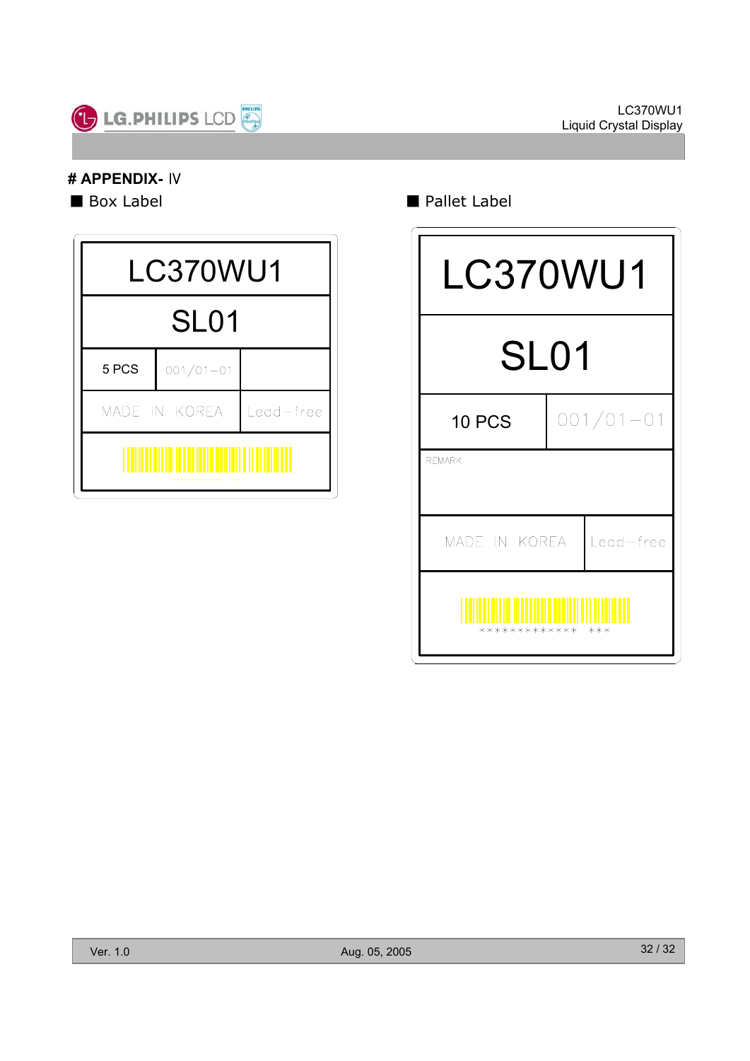# APPENDIX- Ⅳ

■ Box Label

| | | |
|---|---|---|
| LC370WU1 | | |
| SL01 | | |
| 5 PCS | 001/01−01 | |
| MADE IN KOREA | | Lead−free |
| ************* *** | | |

■ Pallet Label

| | |
|---|---|
| LC370WU1 | |
| SL01 | |
| 10 PCS | 001/01−01 |
| REMARK | |
| MADE IN KOREA | Lead−free |
| ************* *** | |